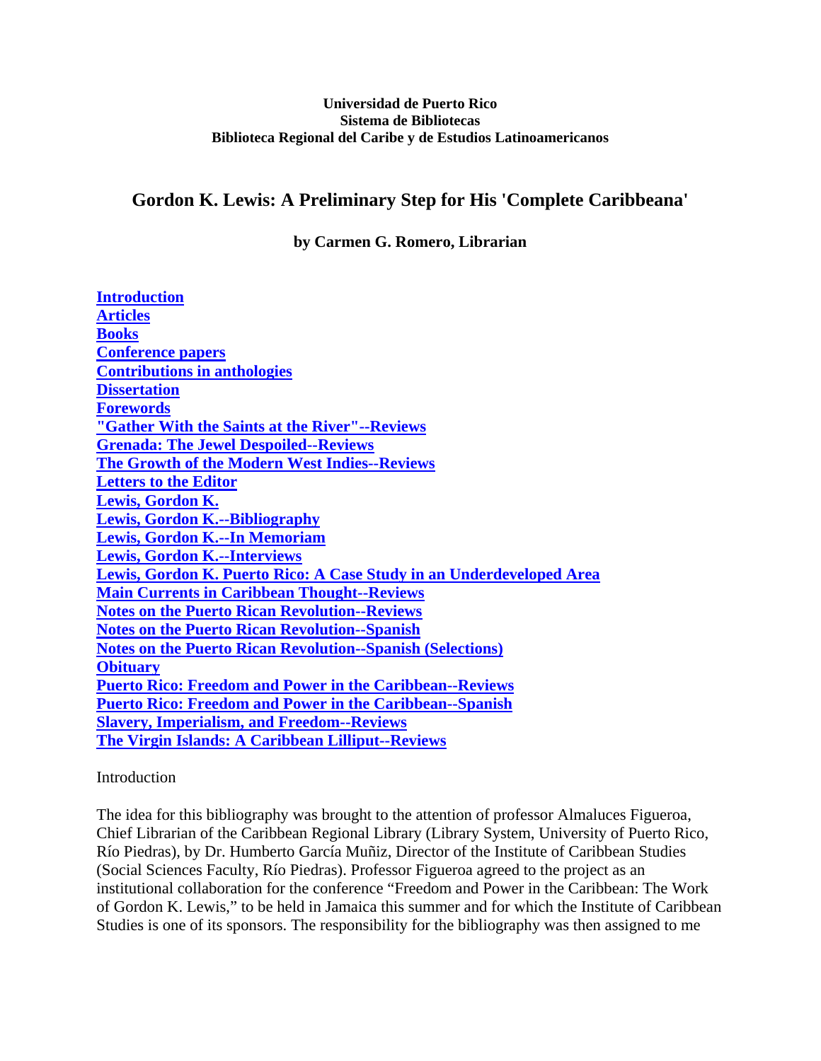**Universidad de Puerto Rico**
**Sistema de Bibliotecas**
**Biblioteca Regional del Caribe y de Estudios Latinoamericanos**

# Gordon K. Lewis: A Preliminary Step for His 'Complete Caribbeana'

**by Carmen G. Romero, Librarian**

- Introduction
- Articles
- Books
- Conference papers
- Contributions in anthologies
- Dissertation
- Forewords
- "Gather With the Saints at the River"--Reviews
- Grenada: The Jewel Despoiled--Reviews
- The Growth of the Modern West Indies--Reviews
- Letters to the Editor
- Lewis, Gordon K.
- Lewis, Gordon K.--Bibliography
- Lewis, Gordon K.--In Memoriam
- Lewis, Gordon K.--Interviews
- Lewis, Gordon K. Puerto Rico: A Case Study in an Underdeveloped Area
- Main Currents in Caribbean Thought--Reviews
- Notes on the Puerto Rican Revolution--Reviews
- Notes on the Puerto Rican Revolution--Spanish
- Notes on the Puerto Rican Revolution--Spanish (Selections)
- Obituary
- Puerto Rico: Freedom and Power in the Caribbean--Reviews
- Puerto Rico: Freedom and Power in the Caribbean--Spanish
- Slavery, Imperialism, and Freedom--Reviews
- The Virgin Islands: A Caribbean Lilliput--Reviews

## Introduction

The idea for this bibliography was brought to the attention of professor Almaluces Figueroa, Chief Librarian of the Caribbean Regional Library (Library System, University of Puerto Rico, Río Piedras), by Dr. Humberto García Muñiz, Director of the Institute of Caribbean Studies (Social Sciences Faculty, Río Piedras). Professor Figueroa agreed to the project as an institutional collaboration for the conference "Freedom and Power in the Caribbean: The Work of Gordon K. Lewis," to be held in Jamaica this summer and for which the Institute of Caribbean Studies is one of its sponsors. The responsibility for the bibliography was then assigned to me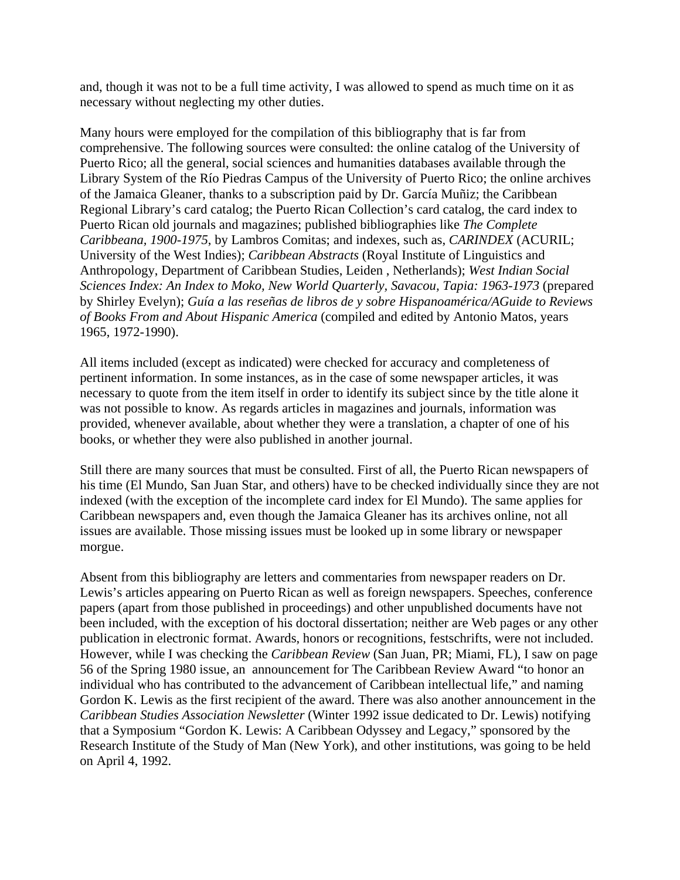and, though it was not to be a full time activity, I was allowed to spend as much time on it as necessary without neglecting my other duties.

Many hours were employed for the compilation of this bibliography that is far from comprehensive. The following sources were consulted: the online catalog of the University of Puerto Rico; all the general, social sciences and humanities databases available through the Library System of the Río Piedras Campus of the University of Puerto Rico; the online archives of the Jamaica Gleaner, thanks to a subscription paid by Dr. García Muñiz; the Caribbean Regional Library's card catalog; the Puerto Rican Collection's card catalog, the card index to Puerto Rican old journals and magazines; published bibliographies like *The Complete Caribbeana, 1900-1975*, by Lambros Comitas; and indexes, such as, *CARINDEX* (ACURIL; University of the West Indies); *Caribbean Abstracts* (Royal Institute of Linguistics and Anthropology, Department of Caribbean Studies, Leiden , Netherlands); *West Indian Social Sciences Index: An Index to Moko, New World Quarterly, Savacou, Tapia: 1963-1973* (prepared by Shirley Evelyn); *Guía a las reseñas de libros de y sobre Hispanoamérica/AGuide to Reviews of Books From and About Hispanic America* (compiled and edited by Antonio Matos, years 1965, 1972-1990).

All items included (except as indicated) were checked for accuracy and completeness of pertinent information. In some instances, as in the case of some newspaper articles, it was necessary to quote from the item itself in order to identify its subject since by the title alone it was not possible to know. As regards articles in magazines and journals, information was provided, whenever available, about whether they were a translation, a chapter of one of his books, or whether they were also published in another journal.

Still there are many sources that must be consulted. First of all, the Puerto Rican newspapers of his time (El Mundo, San Juan Star, and others) have to be checked individually since they are not indexed (with the exception of the incomplete card index for El Mundo). The same applies for Caribbean newspapers and, even though the Jamaica Gleaner has its archives online, not all issues are available. Those missing issues must be looked up in some library or newspaper morgue.

Absent from this bibliography are letters and commentaries from newspaper readers on Dr. Lewis's articles appearing on Puerto Rican as well as foreign newspapers. Speeches, conference papers (apart from those published in proceedings) and other unpublished documents have not been included, with the exception of his doctoral dissertation; neither are Web pages or any other publication in electronic format. Awards, honors or recognitions, festschrifts, were not included. However, while I was checking the *Caribbean Review* (San Juan, PR; Miami, FL), I saw on page 56 of the Spring 1980 issue, an announcement for The Caribbean Review Award "to honor an individual who has contributed to the advancement of Caribbean intellectual life," and naming Gordon K. Lewis as the first recipient of the award. There was also another announcement in the *Caribbean Studies Association Newsletter* (Winter 1992 issue dedicated to Dr. Lewis) notifying that a Symposium "Gordon K. Lewis: A Caribbean Odyssey and Legacy," sponsored by the Research Institute of the Study of Man (New York), and other institutions, was going to be held on April 4, 1992.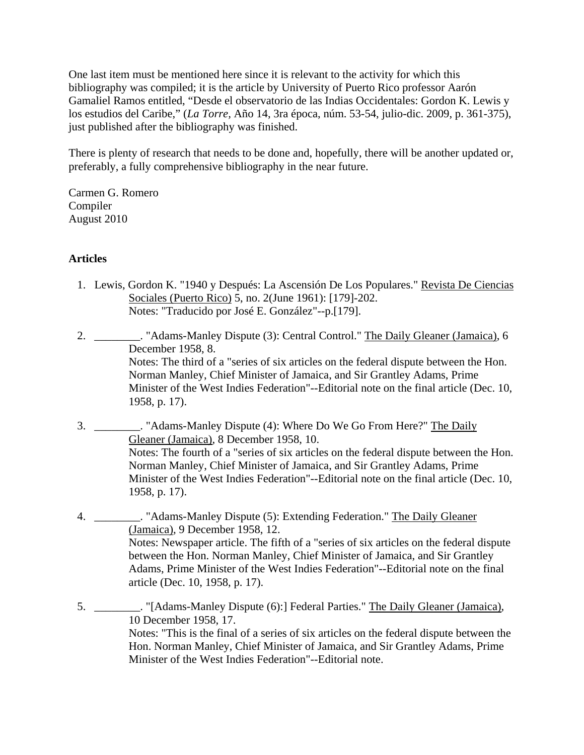One last item must be mentioned here since it is relevant to the activity for which this bibliography was compiled; it is the article by University of Puerto Rico professor Aarón Gamaliel Ramos entitled, "Desde el observatorio de las Indias Occidentales: Gordon K. Lewis y los estudios del Caribe," (*La Torre*, Año 14, 3ra época, núm. 53-54, julio-dic. 2009, p. 361-375), just published after the bibliography was finished.

There is plenty of research that needs to be done and, hopefully, there will be another updated or, preferably, a fully comprehensive bibliography in the near future.

Carmen G. Romero
Compiler
August 2010

**Articles**

1. Lewis, Gordon K. "1940 y Después: La Ascensión De Los Populares." Revista De Ciencias Sociales (Puerto Rico) 5, no. 2(June 1961): [179]-202.
   Notes: "Traducido por José E. González"--p.[179].

2. ________. "Adams-Manley Dispute (3): Central Control." The Daily Gleaner (Jamaica), 6 December 1958, 8.
   Notes: The third of a "series of six articles on the federal dispute between the Hon. Norman Manley, Chief Minister of Jamaica, and Sir Grantley Adams, Prime Minister of the West Indies Federation"--Editorial note on the final article (Dec. 10, 1958, p. 17).

3. ________. "Adams-Manley Dispute (4): Where Do We Go From Here?" The Daily Gleaner (Jamaica), 8 December 1958, 10.
   Notes: The fourth of a "series of six articles on the federal dispute between the Hon. Norman Manley, Chief Minister of Jamaica, and Sir Grantley Adams, Prime Minister of the West Indies Federation"--Editorial note on the final article (Dec. 10, 1958, p. 17).

4. ________. "Adams-Manley Dispute (5): Extending Federation." The Daily Gleaner (Jamaica), 9 December 1958, 12.
   Notes: Newspaper article. The fifth of a "series of six articles on the federal dispute between the Hon. Norman Manley, Chief Minister of Jamaica, and Sir Grantley Adams, Prime Minister of the West Indies Federation"--Editorial note on the final article (Dec. 10, 1958, p. 17).

5. ________. "[Adams-Manley Dispute (6):] Federal Parties." The Daily Gleaner (Jamaica), 10 December 1958, 17.
   Notes: "This is the final of a series of six articles on the federal dispute between the Hon. Norman Manley, Chief Minister of Jamaica, and Sir Grantley Adams, Prime Minister of the West Indies Federation"--Editorial note.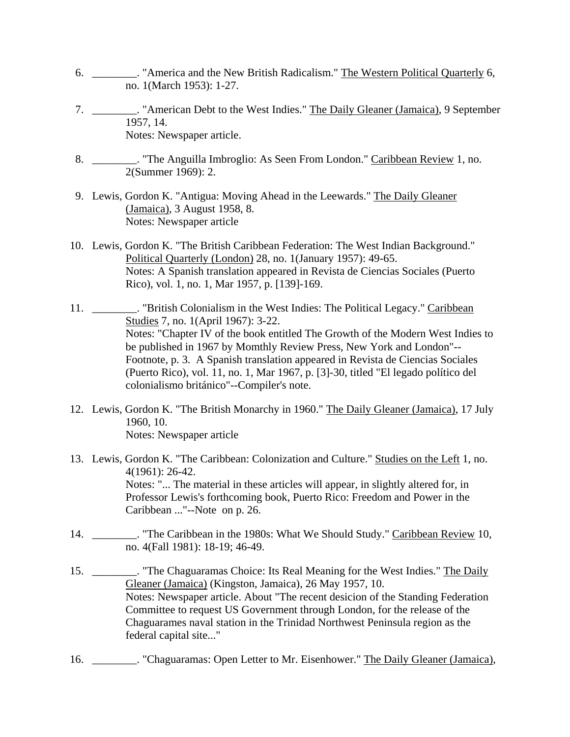6. ________. "America and the New British Radicalism." The Western Political Quarterly 6, no. 1(March 1953): 1-27.

7. ________. "American Debt to the West Indies." The Daily Gleaner (Jamaica), 9 September 1957, 14.
   Notes: Newspaper article.

8. ________. "The Anguilla Imbroglio: As Seen From London." Caribbean Review 1, no. 2(Summer 1969): 2.

9. Lewis, Gordon K. "Antigua: Moving Ahead in the Leewards." The Daily Gleaner (Jamaica), 3 August 1958, 8.
   Notes: Newspaper article

10. Lewis, Gordon K. "The British Caribbean Federation: The West Indian Background." Political Quarterly (London) 28, no. 1(January 1957): 49-65.
    Notes: A Spanish translation appeared in Revista de Ciencias Sociales (Puerto Rico), vol. 1, no. 1, Mar 1957, p. [139]-169.

11. ________. "British Colonialism in the West Indies: The Political Legacy." Caribbean Studies 7, no. 1(April 1967): 3-22.
    Notes: "Chapter IV of the book entitled The Growth of the Modern West Indies to be published in 1967 by Momthly Review Press, New York and London"--Footnote, p. 3. A Spanish translation appeared in Revista de Ciencias Sociales (Puerto Rico), vol. 11, no. 1, Mar 1967, p. [3]-30, titled "El legado político del colonialismo británico"--Compiler's note.

12. Lewis, Gordon K. "The British Monarchy in 1960." The Daily Gleaner (Jamaica), 17 July 1960, 10.
    Notes: Newspaper article

13. Lewis, Gordon K. "The Caribbean: Colonization and Culture." Studies on the Left 1, no. 4(1961): 26-42.
    Notes: "... The material in these articles will appear, in slightly altered for, in Professor Lewis's forthcoming book, Puerto Rico: Freedom and Power in the Caribbean ..."--Note on p. 26.

14. ________. "The Caribbean in the 1980s: What We Should Study." Caribbean Review 10, no. 4(Fall 1981): 18-19; 46-49.

15. ________. "The Chaguaramas Choice: Its Real Meaning for the West Indies." The Daily Gleaner (Jamaica) (Kingston, Jamaica), 26 May 1957, 10.
    Notes: Newspaper article. About "The recent desicion of the Standing Federation Committee to request US Government through London, for the release of the Chaguarames naval station in the Trinidad Northwest Peninsula region as the federal capital site..."

16. ________. "Chaguaramas: Open Letter to Mr. Eisenhower." The Daily Gleaner (Jamaica),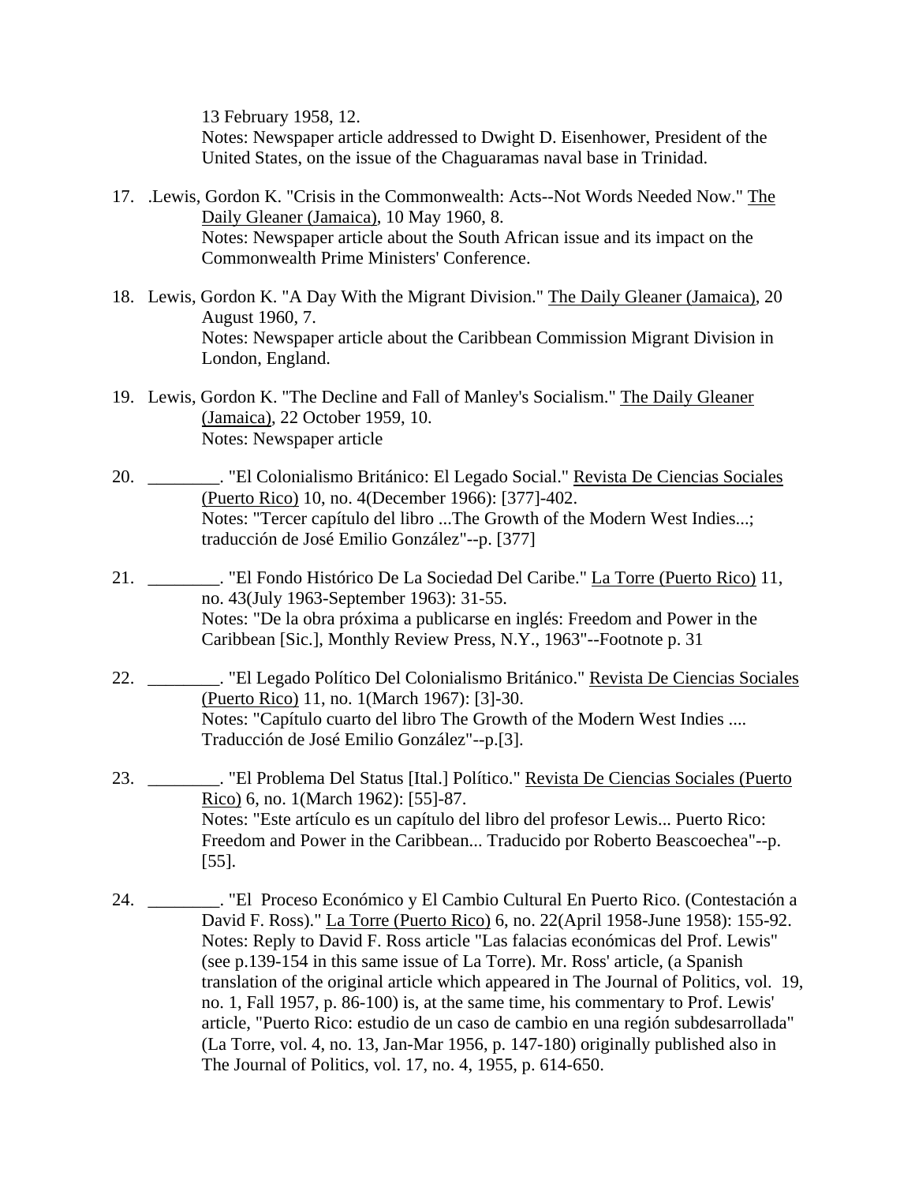13 February 1958, 12.
Notes: Newspaper article addressed to Dwight D. Eisenhower, President of the United States, on the issue of the Chaguaramas naval base in Trinidad.

17. .Lewis, Gordon K. "Crisis in the Commonwealth: Acts--Not Words Needed Now." The Daily Gleaner (Jamaica), 10 May 1960, 8.
Notes: Newspaper article about the South African issue and its impact on the Commonwealth Prime Ministers' Conference.

18. Lewis, Gordon K. "A Day With the Migrant Division." The Daily Gleaner (Jamaica), 20 August 1960, 7.
Notes: Newspaper article about the Caribbean Commission Migrant Division in London, England.

19. Lewis, Gordon K. "The Decline and Fall of Manley's Socialism." The Daily Gleaner (Jamaica), 22 October 1959, 10.
Notes: Newspaper article

20. ________. "El Colonialismo Británico: El Legado Social." Revista De Ciencias Sociales (Puerto Rico) 10, no. 4(December 1966): [377]-402.
Notes: "Tercer capítulo del libro ...The Growth of the Modern West Indies...; traducción de José Emilio González"--p. [377]

21. ________. "El Fondo Histórico De La Sociedad Del Caribe." La Torre (Puerto Rico) 11, no. 43(July 1963-September 1963): 31-55.
Notes: "De la obra próxima a publicarse en inglés: Freedom and Power in the Caribbean [Sic.], Monthly Review Press, N.Y., 1963"--Footnote p. 31

22. ________. "El Legado Político Del Colonialismo Británico." Revista De Ciencias Sociales (Puerto Rico) 11, no. 1(March 1967): [3]-30.
Notes: "Capítulo cuarto del libro The Growth of the Modern West Indies .... Traducción de José Emilio González"--p.[3].

23. ________. "El Problema Del Status [Ital.] Político." Revista De Ciencias Sociales (Puerto Rico) 6, no. 1(March 1962): [55]-87.
Notes: "Este artículo es un capítulo del libro del profesor Lewis... Puerto Rico: Freedom and Power in the Caribbean... Traducido por Roberto Beascoechea"--p. [55].

24. ________. "El Proceso Económico y El Cambio Cultural En Puerto Rico. (Contestación a David F. Ross)." La Torre (Puerto Rico) 6, no. 22(April 1958-June 1958): 155-92.
Notes: Reply to David F. Ross article "Las falacias económicas del Prof. Lewis" (see p.139-154 in this same issue of La Torre). Mr. Ross' article, (a Spanish translation of the original article which appeared in The Journal of Politics, vol. 19, no. 1, Fall 1957, p. 86-100) is, at the same time, his commentary to Prof. Lewis' article, "Puerto Rico: estudio de un caso de cambio en una región subdesarrollada" (La Torre, vol. 4, no. 13, Jan-Mar 1956, p. 147-180) originally published also in The Journal of Politics, vol. 17, no. 4, 1955, p. 614-650.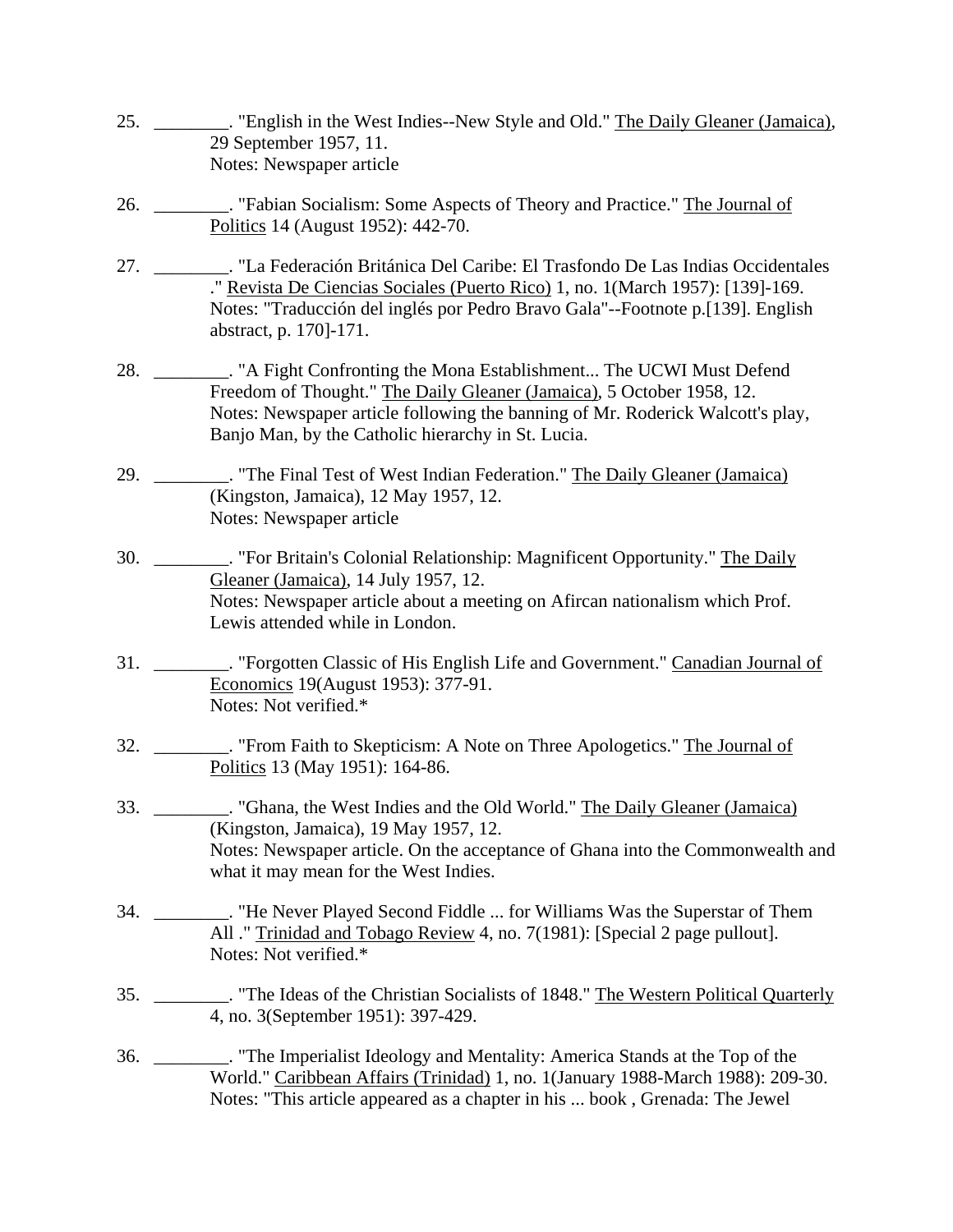25. ________. "English in the West Indies--New Style and Old." The Daily Gleaner (Jamaica), 29 September 1957, 11.
    Notes: Newspaper article

26. ________. "Fabian Socialism: Some Aspects of Theory and Practice." The Journal of Politics 14 (August 1952): 442-70.

27. ________. "La Federación Británica Del Caribe: El Trasfondo De Las Indias Occidentales ." Revista De Ciencias Sociales (Puerto Rico) 1, no. 1(March 1957): [139]-169.
    Notes: "Traducción del inglés por Pedro Bravo Gala"--Footnote p.[139]. English abstract, p. 170]-171.

28. ________. "A Fight Confronting the Mona Establishment... The UCWI Must Defend Freedom of Thought." The Daily Gleaner (Jamaica), 5 October 1958, 12.
    Notes: Newspaper article following the banning of Mr. Roderick Walcott's play, Banjo Man, by the Catholic hierarchy in St. Lucia.

29. ________. "The Final Test of West Indian Federation." The Daily Gleaner (Jamaica) (Kingston, Jamaica), 12 May 1957, 12.
    Notes: Newspaper article

30. ________. "For Britain's Colonial Relationship: Magnificent Opportunity." The Daily Gleaner (Jamaica), 14 July 1957, 12.
    Notes: Newspaper article about a meeting on Afircan nationalism which Prof. Lewis attended while in London.

31. ________. "Forgotten Classic of His English Life and Government." Canadian Journal of Economics 19(August 1953): 377-91.
    Notes: Not verified.*

32. ________. "From Faith to Skepticism: A Note on Three Apologetics." The Journal of Politics 13 (May 1951): 164-86.

33. ________. "Ghana, the West Indies and the Old World." The Daily Gleaner (Jamaica) (Kingston, Jamaica), 19 May 1957, 12.
    Notes: Newspaper article. On the acceptance of Ghana into the Commonwealth and what it may mean for the West Indies.

34. ________. "He Never Played Second Fiddle ... for Williams Was the Superstar of Them All ." Trinidad and Tobago Review 4, no. 7(1981): [Special 2 page pullout].
    Notes: Not verified.*

35. ________. "The Ideas of the Christian Socialists of 1848." The Western Political Quarterly 4, no. 3(September 1951): 397-429.

36. ________. "The Imperialist Ideology and Mentality: America Stands at the Top of the World." Caribbean Affairs (Trinidad) 1, no. 1(January 1988-March 1988): 209-30.
    Notes: "This article appeared as a chapter in his ... book , Grenada: The Jewel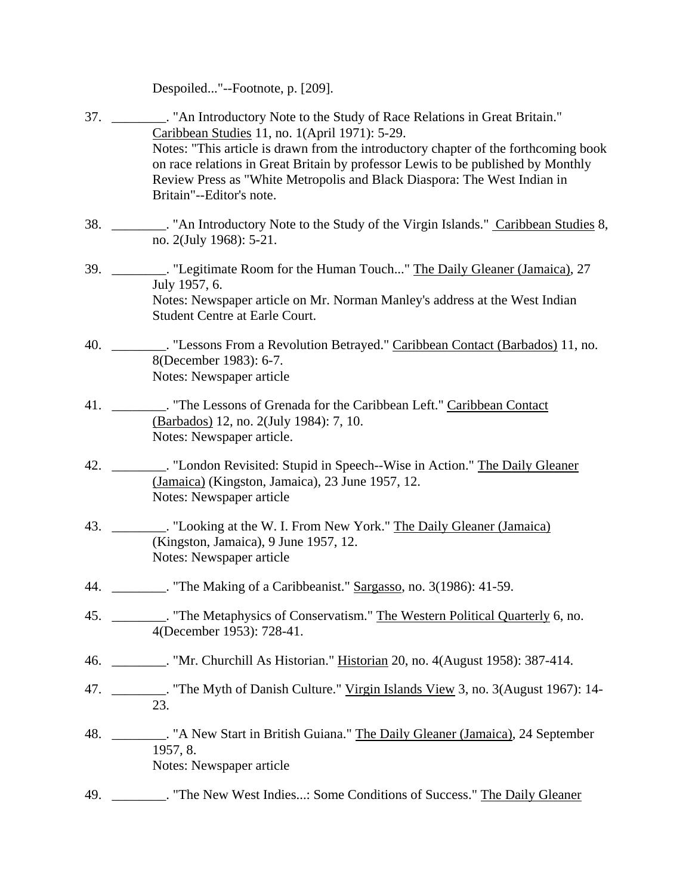Despoiled..."--Footnote, p. [209].

37. ________. "An Introductory Note to the Study of Race Relations in Great Britain." Caribbean Studies 11, no. 1(April 1971): 5-29.
    Notes: "This article is drawn from the introductory chapter of the forthcoming book on race relations in Great Britain by professor Lewis to be published by Monthly Review Press as "White Metropolis and Black Diaspora: The West Indian in Britain"--Editor's note.

38. ________. "An Introductory Note to the Study of the Virgin Islands." Caribbean Studies 8, no. 2(July 1968): 5-21.

39. ________. "Legitimate Room for the Human Touch..." The Daily Gleaner (Jamaica), 27 July 1957, 6.
    Notes: Newspaper article on Mr. Norman Manley's address at the West Indian Student Centre at Earle Court.

40. ________. "Lessons From a Revolution Betrayed." Caribbean Contact (Barbados) 11, no. 8(December 1983): 6-7.
    Notes: Newspaper article

41. ________. "The Lessons of Grenada for the Caribbean Left." Caribbean Contact (Barbados) 12, no. 2(July 1984): 7, 10.
    Notes: Newspaper article.

42. ________. "London Revisited: Stupid in Speech--Wise in Action." The Daily Gleaner (Jamaica) (Kingston, Jamaica), 23 June 1957, 12.
    Notes: Newspaper article

43. ________. "Looking at the W. I. From New York." The Daily Gleaner (Jamaica) (Kingston, Jamaica), 9 June 1957, 12.
    Notes: Newspaper article

44. ________. "The Making of a Caribbeanist." Sargasso, no. 3(1986): 41-59.

45. ________. "The Metaphysics of Conservatism." The Western Political Quarterly 6, no. 4(December 1953): 728-41.

46. ________. "Mr. Churchill As Historian." Historian 20, no. 4(August 1958): 387-414.

47. ________. "The Myth of Danish Culture." Virgin Islands View 3, no. 3(August 1967): 14-23.

48. ________. "A New Start in British Guiana." The Daily Gleaner (Jamaica), 24 September 1957, 8.
    Notes: Newspaper article

49. ________. "The New West Indies...: Some Conditions of Success." The Daily Gleaner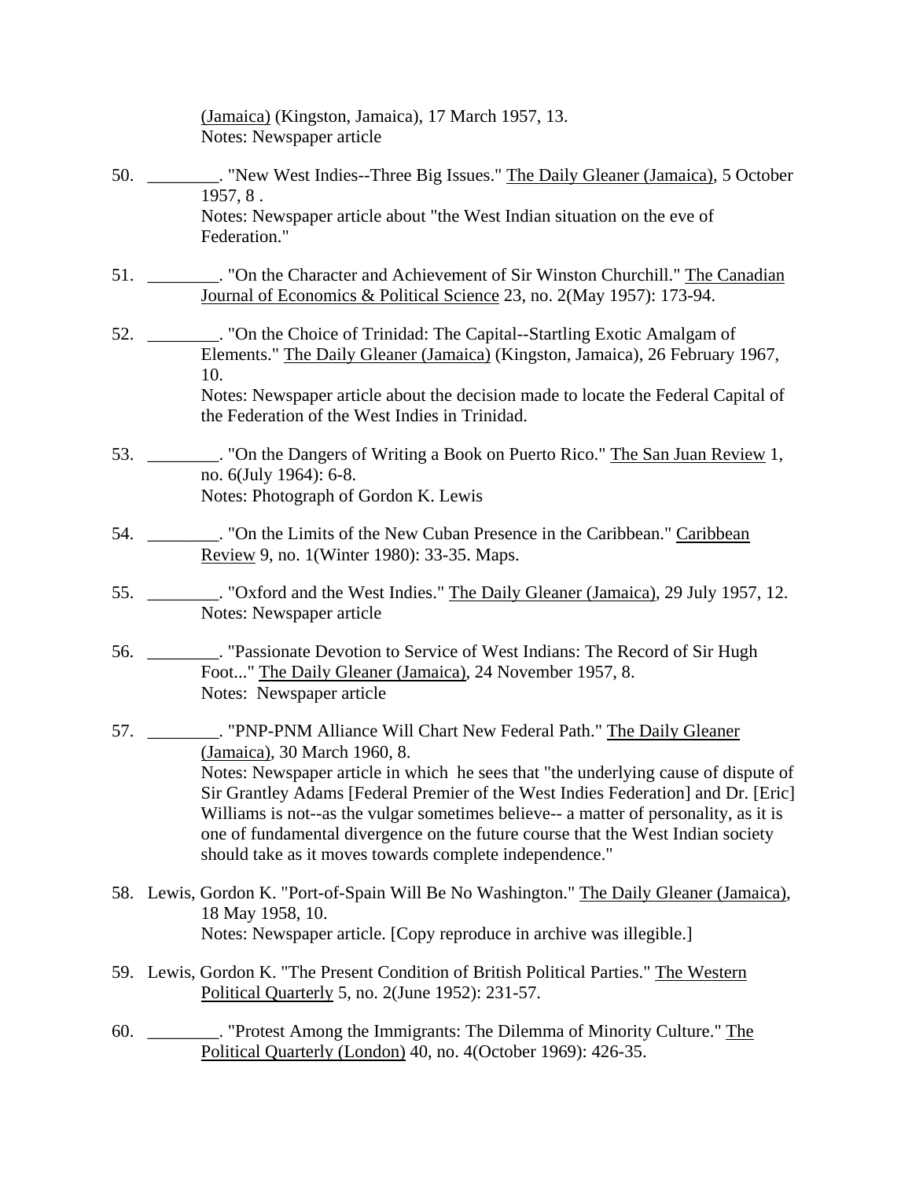(Jamaica) (Kingston, Jamaica), 17 March 1957, 13.
Notes: Newspaper article

50. ________. "New West Indies--Three Big Issues." The Daily Gleaner (Jamaica), 5 October 1957, 8 .
    Notes: Newspaper article about "the West Indian situation on the eve of Federation."

51. ________. "On the Character and Achievement of Sir Winston Churchill." The Canadian Journal of Economics & Political Science 23, no. 2(May 1957): 173-94.

52. ________. "On the Choice of Trinidad: The Capital--Startling Exotic Amalgam of Elements." The Daily Gleaner (Jamaica) (Kingston, Jamaica), 26 February 1967, 10.
    Notes: Newspaper article about the decision made to locate the Federal Capital of the Federation of the West Indies in Trinidad.

53. ________. "On the Dangers of Writing a Book on Puerto Rico." The San Juan Review 1, no. 6(July 1964): 6-8.
    Notes: Photograph of Gordon K. Lewis

54. ________. "On the Limits of the New Cuban Presence in the Caribbean." Caribbean Review 9, no. 1(Winter 1980): 33-35. Maps.

55. ________. "Oxford and the West Indies." The Daily Gleaner (Jamaica), 29 July 1957, 12.
    Notes: Newspaper article

56. ________. "Passionate Devotion to Service of West Indians: The Record of Sir Hugh Foot..." The Daily Gleaner (Jamaica), 24 November 1957, 8.
    Notes: Newspaper article

57. ________. "PNP-PNM Alliance Will Chart New Federal Path." The Daily Gleaner (Jamaica), 30 March 1960, 8.
    Notes: Newspaper article in which he sees that "the underlying cause of dispute of Sir Grantley Adams [Federal Premier of the West Indies Federation] and Dr. [Eric] Williams is not--as the vulgar sometimes believe-- a matter of personality, as it is one of fundamental divergence on the future course that the West Indian society should take as it moves towards complete independence."

58. Lewis, Gordon K. "Port-of-Spain Will Be No Washington." The Daily Gleaner (Jamaica), 18 May 1958, 10.
    Notes: Newspaper article. [Copy reproduce in archive was illegible.]

59. Lewis, Gordon K. "The Present Condition of British Political Parties." The Western Political Quarterly 5, no. 2(June 1952): 231-57.

60. ________. "Protest Among the Immigrants: The Dilemma of Minority Culture." The Political Quarterly (London) 40, no. 4(October 1969): 426-35.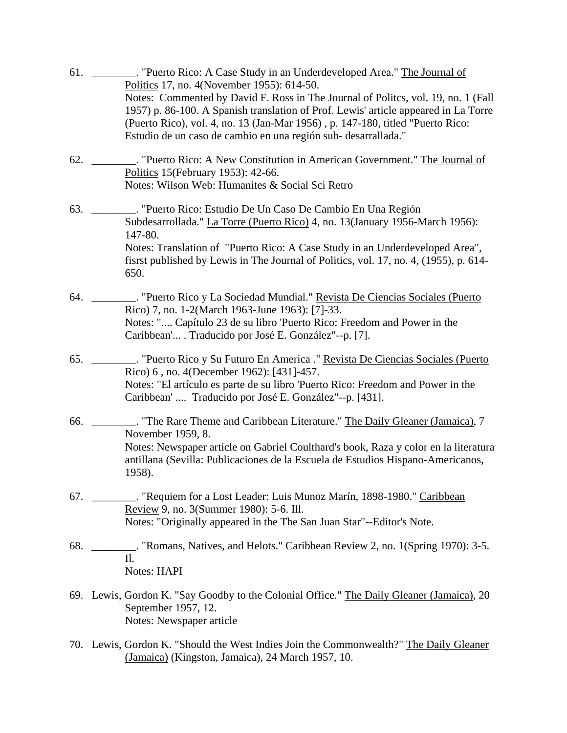61. ________. "Puerto Rico: A Case Study in an Underdeveloped Area." The Journal of Politics 17, no. 4(November 1955): 614-50.
    Notes: Commented by David F. Ross in The Journal of Politcs, vol. 19, no. 1 (Fall 1957) p. 86-100. A Spanish translation of Prof. Lewis' article appeared in La Torre (Puerto Rico), vol. 4, no. 13 (Jan-Mar 1956) , p. 147-180, titled "Puerto Rico: Estudio de un caso de cambio en una región sub- desarrallada."

62. ________. "Puerto Rico: A New Constitution in American Government." The Journal of Politics 15(February 1953): 42-66.
    Notes: Wilson Web: Humanites & Social Sci Retro

63. ________. "Puerto Rico: Estudio De Un Caso De Cambio En Una Región Subdesarrollada." La Torre (Puerto Rico) 4, no. 13(January 1956-March 1956): 147-80.
    Notes: Translation of "Puerto Rico: A Case Study in an Underdeveloped Area", fisrst published by Lewis in The Journal of Politics, vol. 17, no. 4, (1955), p. 614-650.

64. ________. "Puerto Rico y La Sociedad Mundial." Revista De Ciencias Sociales (Puerto Rico) 7, no. 1-2(March 1963-June 1963): [7]-33.
    Notes: ".... Capítulo 23 de su libro 'Puerto Rico: Freedom and Power in the Caribbean'... . Traducido por José E. González"--p. [7].

65. ________. "Puerto Rico y Su Futuro En America ." Revista De Ciencias Sociales (Puerto Rico) 6 , no. 4(December 1962): [431]-457.
    Notes: "El artículo es parte de su libro 'Puerto Rico: Freedom and Power in the Caribbean' .... Traducido por José E. González"--p. [431].

66. ________. "The Rare Theme and Caribbean Literature." The Daily Gleaner (Jamaica), 7 November 1959, 8.
    Notes: Newspaper article on Gabriel Coulthard's book, Raza y color en la literatura antillana (Sevilla: Publicaciones de la Escuela de Estudios Hispano-Americanos, 1958).

67. ________. "Requiem for a Lost Leader: Luis Munoz Marín, 1898-1980." Caribbean Review 9, no. 3(Summer 1980): 5-6. Ill.
    Notes: "Originally appeared in the The San Juan Star"--Editor's Note.

68. ________. "Romans, Natives, and Helots." Caribbean Review 2, no. 1(Spring 1970): 3-5. Il.
    Notes: HAPI

69. Lewis, Gordon K. "Say Goodby to the Colonial Office." The Daily Gleaner (Jamaica), 20 September 1957, 12.
    Notes: Newspaper article

70. Lewis, Gordon K. "Should the West Indies Join the Commonwealth?" The Daily Gleaner (Jamaica) (Kingston, Jamaica), 24 March 1957, 10.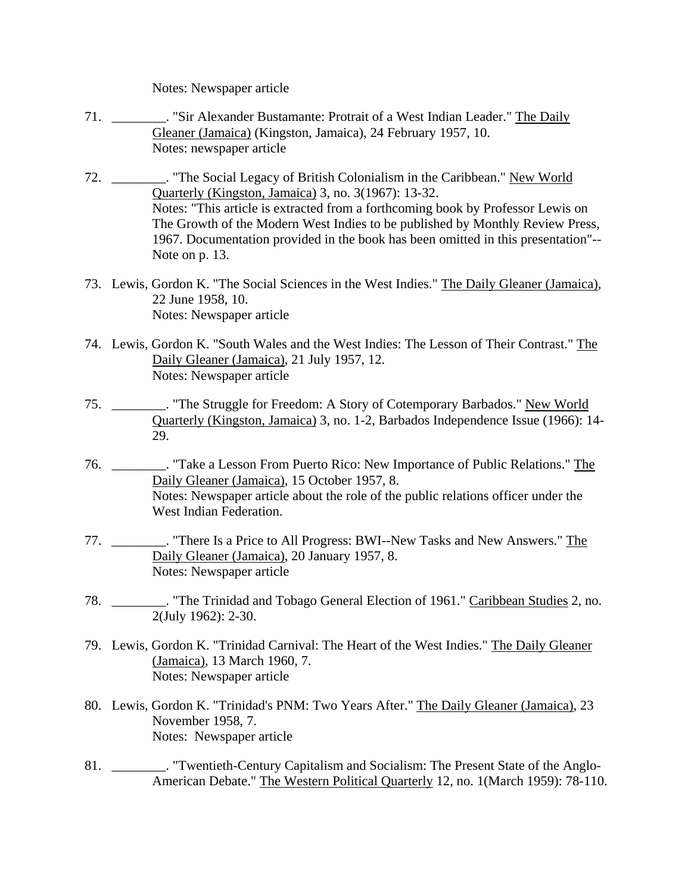Notes: Newspaper article

71. ________. "Sir Alexander Bustamante: Protrait of a West Indian Leader." The Daily Gleaner (Jamaica) (Kingston, Jamaica), 24 February 1957, 10.
    Notes: newspaper article

72. ________. "The Social Legacy of British Colonialism in the Caribbean." New World Quarterly (Kingston, Jamaica) 3, no. 3(1967): 13-32.
    Notes: "This article is extracted from a forthcoming book by Professor Lewis on The Growth of the Modern West Indies to be published by Monthly Review Press, 1967. Documentation provided in the book has been omitted in this presentation"--Note on p. 13.

73. Lewis, Gordon K. "The Social Sciences in the West Indies." The Daily Gleaner (Jamaica), 22 June 1958, 10.
    Notes: Newspaper article

74. Lewis, Gordon K. "South Wales and the West Indies: The Lesson of Their Contrast." The Daily Gleaner (Jamaica), 21 July 1957, 12.
    Notes: Newspaper article

75. ________. "The Struggle for Freedom: A Story of Cotemporary Barbados." New World Quarterly (Kingston, Jamaica) 3, no. 1-2, Barbados Independence Issue (1966): 14-29.

76. ________. "Take a Lesson From Puerto Rico: New Importance of Public Relations." The Daily Gleaner (Jamaica), 15 October 1957, 8.
    Notes: Newspaper article about the role of the public relations officer under the West Indian Federation.

77. ________. "There Is a Price to All Progress: BWI--New Tasks and New Answers." The Daily Gleaner (Jamaica), 20 January 1957, 8.
    Notes: Newspaper article

78. ________. "The Trinidad and Tobago General Election of 1961." Caribbean Studies 2, no. 2(July 1962): 2-30.

79. Lewis, Gordon K. "Trinidad Carnival: The Heart of the West Indies." The Daily Gleaner (Jamaica), 13 March 1960, 7.
    Notes: Newspaper article

80. Lewis, Gordon K. "Trinidad's PNM: Two Years After." The Daily Gleaner (Jamaica), 23 November 1958, 7.
    Notes: Newspaper article

81. ________. "Twentieth-Century Capitalism and Socialism: The Present State of the Anglo-American Debate." The Western Political Quarterly 12, no. 1(March 1959): 78-110.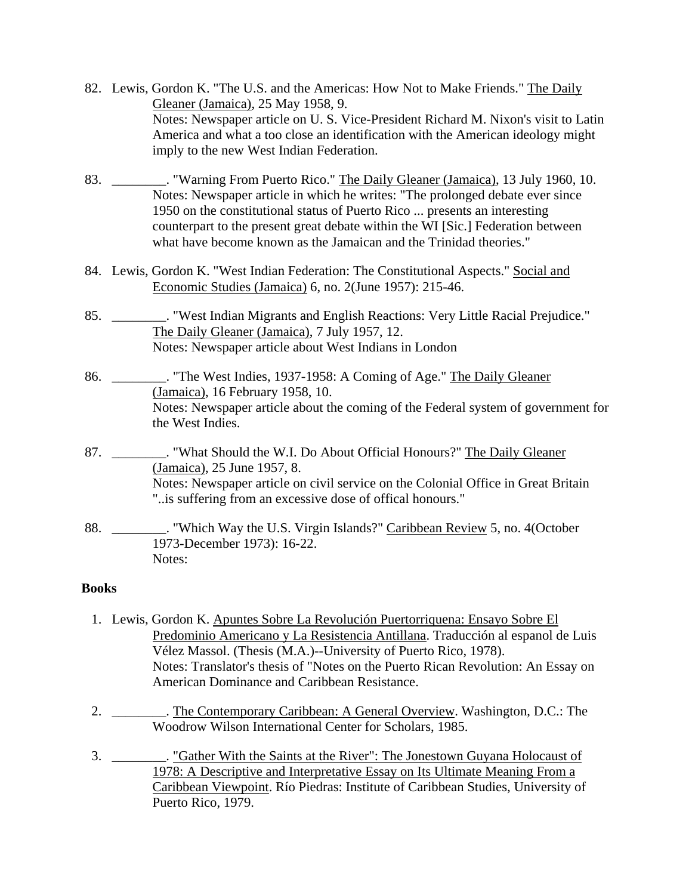82. Lewis, Gordon K. "The U.S. and the Americas: How Not to Make Friends." The Daily Gleaner (Jamaica), 25 May 1958, 9.
    Notes: Newspaper article on U. S. Vice-President Richard M. Nixon's visit to Latin America and what a too close an identification with the American ideology might imply to the new West Indian Federation.

83. ________. "Warning From Puerto Rico." The Daily Gleaner (Jamaica), 13 July 1960, 10.
    Notes: Newspaper article in which he writes: "The prolonged debate ever since 1950 on the constitutional status of Puerto Rico ... presents an interesting counterpart to the present great debate within the WI [Sic.] Federation between what have become known as the Jamaican and the Trinidad theories."

84. Lewis, Gordon K. "West Indian Federation: The Constitutional Aspects." Social and Economic Studies (Jamaica) 6, no. 2(June 1957): 215-46.

85. ________. "West Indian Migrants and English Reactions: Very Little Racial Prejudice." The Daily Gleaner (Jamaica), 7 July 1957, 12.
    Notes: Newspaper article about West Indians in London

86. ________. "The West Indies, 1937-1958: A Coming of Age." The Daily Gleaner (Jamaica), 16 February 1958, 10.
    Notes: Newspaper article about the coming of the Federal system of government for the West Indies.

87. ________. "What Should the W.I. Do About Official Honours?" The Daily Gleaner (Jamaica), 25 June 1957, 8.
    Notes: Newspaper article on civil service on the Colonial Office in Great Britain "..is suffering from an excessive dose of offical honours."

88. ________. "Which Way the U.S. Virgin Islands?" Caribbean Review 5, no. 4(October 1973-December 1973): 16-22.
    Notes:

**Books**

1. Lewis, Gordon K. Apuntes Sobre La Revolución Puertorriquena: Ensayo Sobre El Predominio Americano y La Resistencia Antillana. Traducción al espanol de Luis Vélez Massol. (Thesis (M.A.)--University of Puerto Rico, 1978).
   Notes: Translator's thesis of "Notes on the Puerto Rican Revolution: An Essay on American Dominance and Caribbean Resistance.

2. ________. The Contemporary Caribbean: A General Overview. Washington, D.C.: The Woodrow Wilson International Center for Scholars, 1985.

3. ________. "Gather With the Saints at the River": The Jonestown Guyana Holocaust of 1978: A Descriptive and Interpretative Essay on Its Ultimate Meaning From a Caribbean Viewpoint. Río Piedras: Institute of Caribbean Studies, University of Puerto Rico, 1979.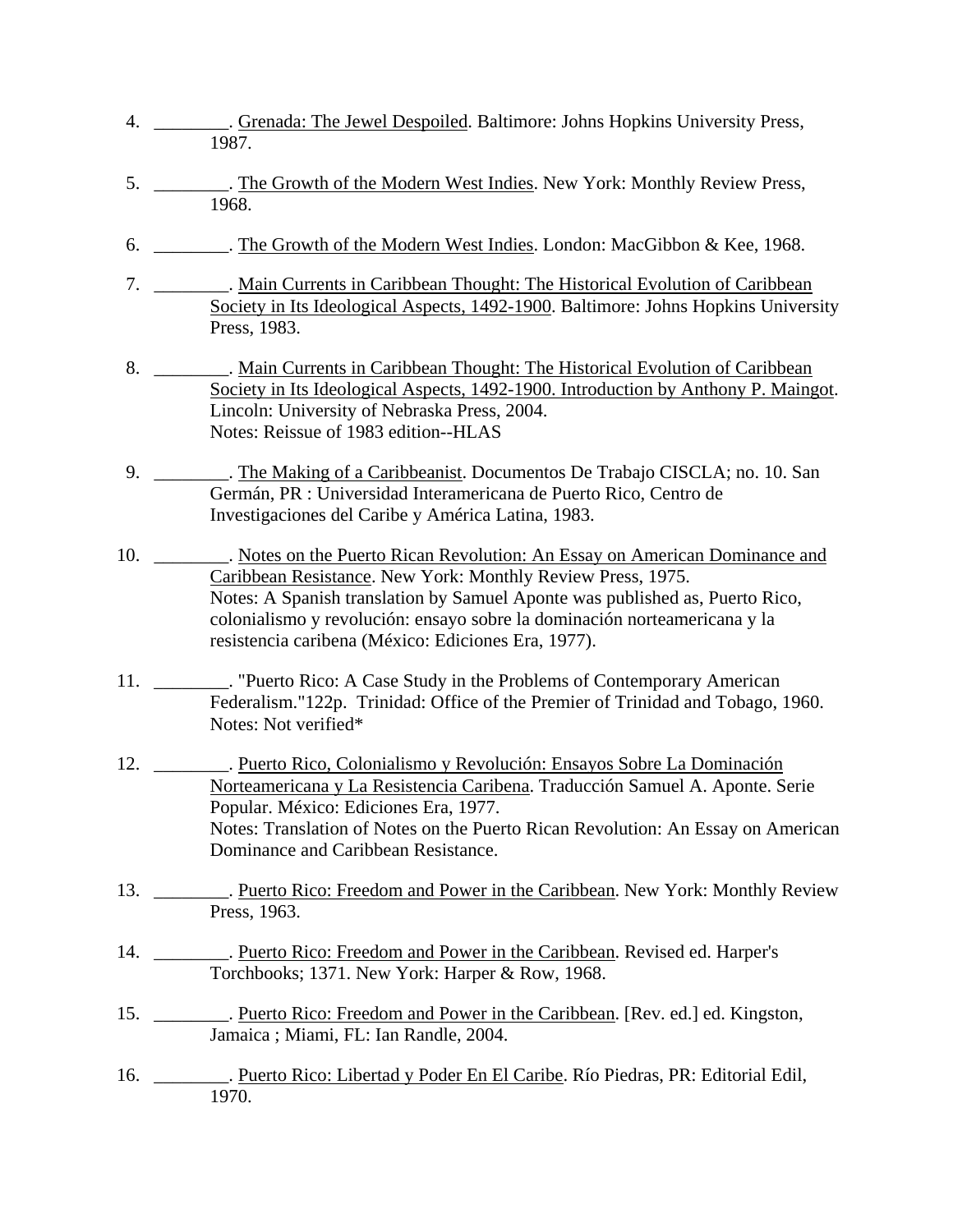4. \_\_\_\_\_\_\_\_. <u>Grenada: The Jewel Despoiled</u>. Baltimore: Johns Hopkins University Press, 1987.

5. \_\_\_\_\_\_\_\_. <u>The Growth of the Modern West Indies</u>. New York: Monthly Review Press, 1968.

6. \_\_\_\_\_\_\_\_. <u>The Growth of the Modern West Indies</u>. London: MacGibbon & Kee, 1968.

7. \_\_\_\_\_\_\_\_. <u>Main Currents in Caribbean Thought: The Historical Evolution of Caribbean Society in Its Ideological Aspects, 1492-1900</u>. Baltimore: Johns Hopkins University Press, 1983.

8. \_\_\_\_\_\_\_\_. <u>Main Currents in Caribbean Thought: The Historical Evolution of Caribbean Society in Its Ideological Aspects, 1492-1900. Introduction by Anthony P. Maingot</u>. Lincoln: University of Nebraska Press, 2004.
   Notes: Reissue of 1983 edition--HLAS

9. \_\_\_\_\_\_\_\_. <u>The Making of a Caribbeanist</u>. Documentos De Trabajo CISCLA; no. 10. San Germán, PR : Universidad Interamericana de Puerto Rico, Centro de Investigaciones del Caribe y América Latina, 1983.

10. \_\_\_\_\_\_\_\_. <u>Notes on the Puerto Rican Revolution: An Essay on American Dominance and Caribbean Resistance</u>. New York: Monthly Review Press, 1975.
    Notes: A Spanish translation by Samuel Aponte was published as, Puerto Rico, colonialismo y revolución: ensayo sobre la dominación norteamericana y la resistencia caribena (México: Ediciones Era, 1977).

11. \_\_\_\_\_\_\_\_. "Puerto Rico: A Case Study in the Problems of Contemporary American Federalism."122p. Trinidad: Office of the Premier of Trinidad and Tobago, 1960.
    Notes: Not verified*

12. \_\_\_\_\_\_\_\_. <u>Puerto Rico, Colonialismo y Revolución: Ensayos Sobre La Dominación Norteamericana y La Resistencia Caribena</u>. Traducción Samuel A. Aponte. Serie Popular. México: Ediciones Era, 1977.
    Notes: Translation of Notes on the Puerto Rican Revolution: An Essay on American Dominance and Caribbean Resistance.

13. \_\_\_\_\_\_\_\_. <u>Puerto Rico: Freedom and Power in the Caribbean</u>. New York: Monthly Review Press, 1963.

14. \_\_\_\_\_\_\_\_. <u>Puerto Rico: Freedom and Power in the Caribbean</u>. Revised ed. Harper's Torchbooks; 1371. New York: Harper & Row, 1968.

15. \_\_\_\_\_\_\_\_. <u>Puerto Rico: Freedom and Power in the Caribbean</u>. [Rev. ed.] ed. Kingston, Jamaica ; Miami, FL: Ian Randle, 2004.

16. \_\_\_\_\_\_\_\_. <u>Puerto Rico: Libertad y Poder En El Caribe</u>. Río Piedras, PR: Editorial Edil, 1970.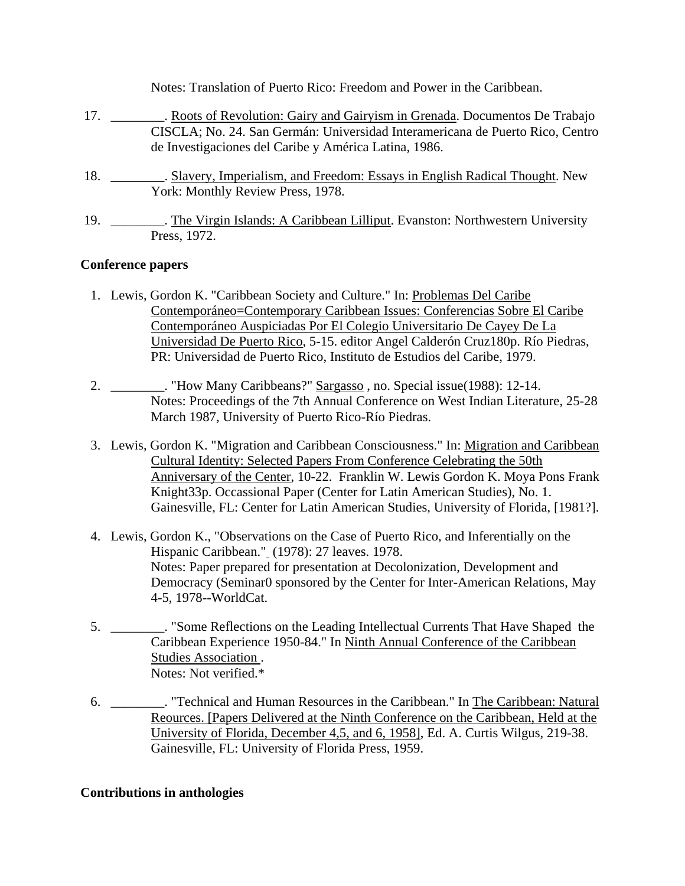Notes: Translation of Puerto Rico: Freedom and Power in the Caribbean.

17. ________. Roots of Revolution: Gairy and Gairyism in Grenada. Documentos De Trabajo CISCLA; No. 24. San Germán: Universidad Interamericana de Puerto Rico, Centro de Investigaciones del Caribe y América Latina, 1986.

18. ________. Slavery, Imperialism, and Freedom: Essays in English Radical Thought. New York: Monthly Review Press, 1978.

19. ________. The Virgin Islands: A Caribbean Lilliput. Evanston: Northwestern University Press, 1972.

**Conference papers**

1. Lewis, Gordon K. "Caribbean Society and Culture." In: Problemas Del Caribe Contemporáneo=Contemporary Caribbean Issues: Conferencias Sobre El Caribe Contemporáneo Auspiciadas Por El Colegio Universitario De Cayey De La Universidad De Puerto Rico, 5-15. editor Angel Calderón Cruz180p. Río Piedras, PR: Universidad de Puerto Rico, Instituto de Estudios del Caribe, 1979.

2. ________. "How Many Caribbeans?" Sargasso , no. Special issue(1988): 12-14. Notes: Proceedings of the 7th Annual Conference on West Indian Literature, 25-28 March 1987, University of Puerto Rico-Río Piedras.

3. Lewis, Gordon K. "Migration and Caribbean Consciousness." In: Migration and Caribbean Cultural Identity: Selected Papers From Conference Celebrating the 50th Anniversary of the Center, 10-22. Franklin W. Lewis Gordon K. Moya Pons Frank Knight33p. Occassional Paper (Center for Latin American Studies), No. 1. Gainesville, FL: Center for Latin American Studies, University of Florida, [1981?].

4. Lewis, Gordon K., "Observations on the Case of Puerto Rico, and Inferentially on the Hispanic Caribbean." (1978): 27 leaves. 1978. Notes: Paper prepared for presentation at Decolonization, Development and Democracy (Seminar0 sponsored by the Center for Inter-American Relations, May 4-5, 1978--WorldCat.

5. ________. "Some Reflections on the Leading Intellectual Currents That Have Shaped the Caribbean Experience 1950-84." In Ninth Annual Conference of the Caribbean Studies Association . Notes: Not verified.*

6. ________. "Technical and Human Resources in the Caribbean." In The Caribbean: Natural Reources. [Papers Delivered at the Ninth Conference on the Caribbean, Held at the University of Florida, December 4,5, and 6, 1958], Ed. A. Curtis Wilgus, 219-38. Gainesville, FL: University of Florida Press, 1959.

**Contributions in anthologies**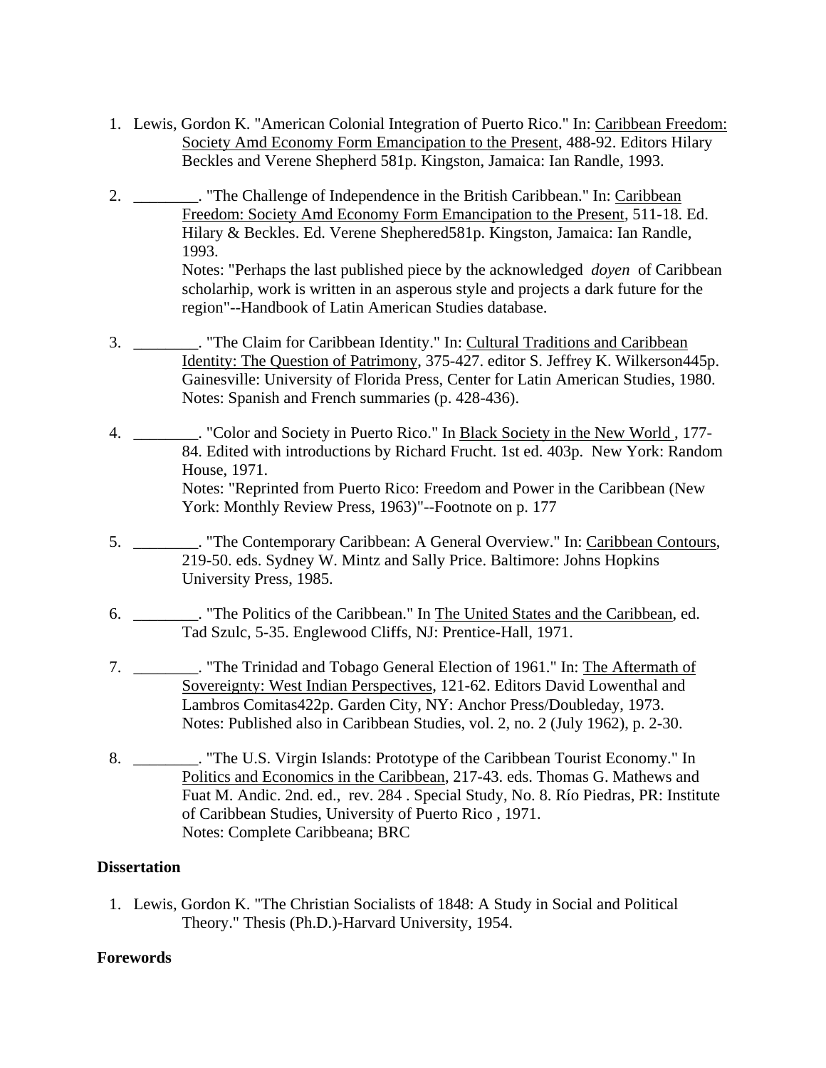1. Lewis, Gordon K. "American Colonial Integration of Puerto Rico." In: Caribbean Freedom: Society Amd Economy Form Emancipation to the Present, 488-92. Editors Hilary Beckles and Verene Shepherd 581p. Kingston, Jamaica: Ian Randle, 1993.

2. ________. "The Challenge of Independence in the British Caribbean." In: Caribbean Freedom: Society Amd Economy Form Emancipation to the Present, 511-18. Ed. Hilary & Beckles. Ed. Verene Shephered581p. Kingston, Jamaica: Ian Randle, 1993.
   Notes: "Perhaps the last published piece by the acknowledged *doyen* of Caribbean scholarhip, work is written in an asperous style and projects a dark future for the region"--Handbook of Latin American Studies database.

3. ________. "The Claim for Caribbean Identity." In: Cultural Traditions and Caribbean Identity: The Question of Patrimony, 375-427. editor S. Jeffrey K. Wilkerson445p. Gainesville: University of Florida Press, Center for Latin American Studies, 1980.
   Notes: Spanish and French summaries (p. 428-436).

4. ________. "Color and Society in Puerto Rico." In Black Society in the New World , 177-84. Edited with introductions by Richard Frucht. 1st ed. 403p. New York: Random House, 1971.
   Notes: "Reprinted from Puerto Rico: Freedom and Power in the Caribbean (New York: Monthly Review Press, 1963)"--Footnote on p. 177

5. ________. "The Contemporary Caribbean: A General Overview." In: Caribbean Contours, 219-50. eds. Sydney W. Mintz and Sally Price. Baltimore: Johns Hopkins University Press, 1985.

6. ________. "The Politics of the Caribbean." In The United States and the Caribbean, ed. Tad Szulc, 5-35. Englewood Cliffs, NJ: Prentice-Hall, 1971.

7. ________. "The Trinidad and Tobago General Election of 1961." In: The Aftermath of Sovereignty: West Indian Perspectives, 121-62. Editors David Lowenthal and Lambros Comitas422p. Garden City, NY: Anchor Press/Doubleday, 1973.
   Notes: Published also in Caribbean Studies, vol. 2, no. 2 (July 1962), p. 2-30.

8. ________. "The U.S. Virgin Islands: Prototype of the Caribbean Tourist Economy." In Politics and Economics in the Caribbean, 217-43. eds. Thomas G. Mathews and Fuat M. Andic. 2nd. ed., rev. 284 . Special Study, No. 8. Río Piedras, PR: Institute of Caribbean Studies, University of Puerto Rico , 1971.
   Notes: Complete Caribbeana; BRC

**Dissertation**

1. Lewis, Gordon K. "The Christian Socialists of 1848: A Study in Social and Political Theory." Thesis (Ph.D.)-Harvard University, 1954.

**Forewords**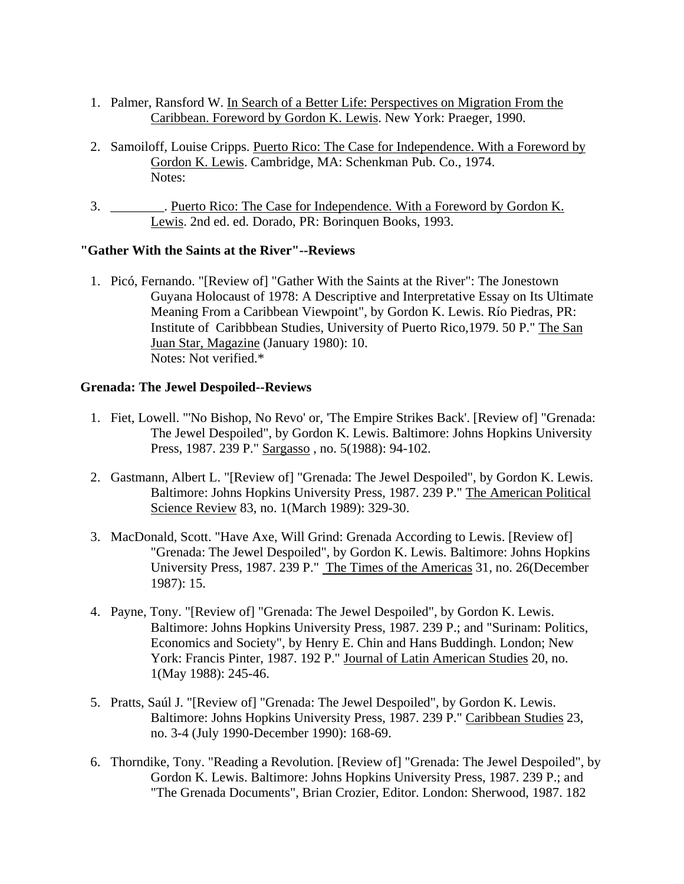1. Palmer, Ransford W. In Search of a Better Life: Perspectives on Migration From the Caribbean. Foreword by Gordon K. Lewis. New York: Praeger, 1990.

2. Samoiloff, Louise Cripps. Puerto Rico: The Case for Independence. With a Foreword by Gordon K. Lewis. Cambridge, MA: Schenkman Pub. Co., 1974.
   Notes:

3. ________. Puerto Rico: The Case for Independence. With a Foreword by Gordon K. Lewis. 2nd ed. ed. Dorado, PR: Borinquen Books, 1993.

**"Gather With the Saints at the River"--Reviews**

1. Picó, Fernando. "[Review of] "Gather With the Saints at the River": The Jonestown Guyana Holocaust of 1978: A Descriptive and Interpretative Essay on Its Ultimate Meaning From a Caribbean Viewpoint", by Gordon K. Lewis. Río Piedras, PR: Institute of Caribbbean Studies, University of Puerto Rico,1979. 50 P." The San Juan Star, Magazine (January 1980): 10.
   Notes: Not verified.*

**Grenada: The Jewel Despoiled--Reviews**

1. Fiet, Lowell. "'No Bishop, No Revo' or, 'The Empire Strikes Back'. [Review of] "Grenada: The Jewel Despoiled", by Gordon K. Lewis. Baltimore: Johns Hopkins University Press, 1987. 239 P." Sargasso , no. 5(1988): 94-102.

2. Gastmann, Albert L. "[Review of] "Grenada: The Jewel Despoiled", by Gordon K. Lewis. Baltimore: Johns Hopkins University Press, 1987. 239 P." The American Political Science Review 83, no. 1(March 1989): 329-30.

3. MacDonald, Scott. "Have Axe, Will Grind: Grenada According to Lewis. [Review of] "Grenada: The Jewel Despoiled", by Gordon K. Lewis. Baltimore: Johns Hopkins University Press, 1987. 239 P." The Times of the Americas 31, no. 26(December 1987): 15.

4. Payne, Tony. "[Review of] "Grenada: The Jewel Despoiled", by Gordon K. Lewis. Baltimore: Johns Hopkins University Press, 1987. 239 P.; and "Surinam: Politics, Economics and Society", by Henry E. Chin and Hans Buddingh. London; New York: Francis Pinter, 1987. 192 P." Journal of Latin American Studies 20, no. 1(May 1988): 245-46.

5. Pratts, Saúl J. "[Review of] "Grenada: The Jewel Despoiled", by Gordon K. Lewis. Baltimore: Johns Hopkins University Press, 1987. 239 P." Caribbean Studies 23, no. 3-4 (July 1990-December 1990): 168-69.

6. Thorndike, Tony. "Reading a Revolution. [Review of] "Grenada: The Jewel Despoiled", by Gordon K. Lewis. Baltimore: Johns Hopkins University Press, 1987. 239 P.; and "The Grenada Documents", Brian Crozier, Editor. London: Sherwood, 1987. 182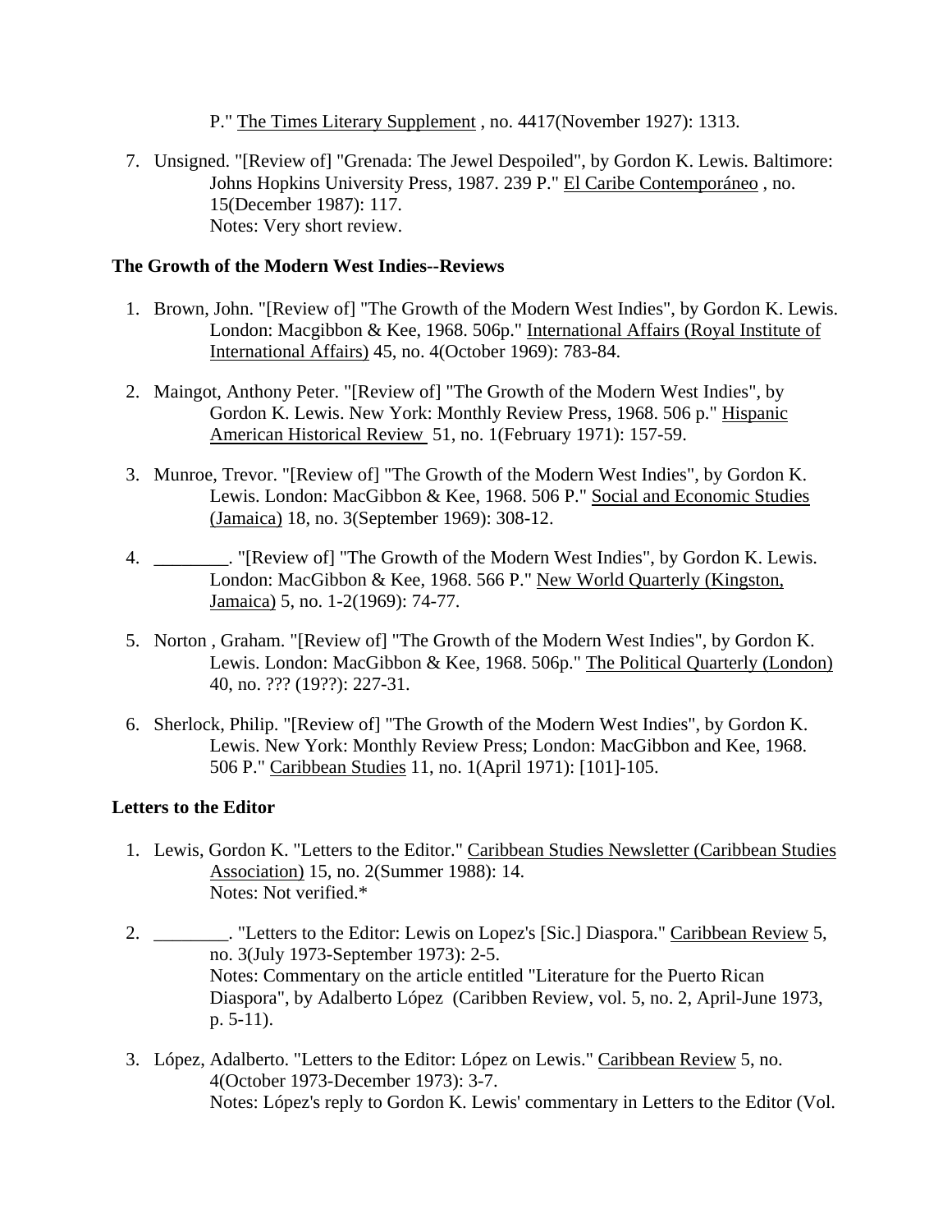P." The Times Literary Supplement , no. 4417(November 1927): 1313.

7. Unsigned. "[Review of] "Grenada: The Jewel Despoiled", by Gordon K. Lewis. Baltimore: Johns Hopkins University Press, 1987. 239 P." El Caribe Contemporáneo , no. 15(December 1987): 117.
   Notes: Very short review.

**The Growth of the Modern West Indies--Reviews**

1. Brown, John. "[Review of] "The Growth of the Modern West Indies", by Gordon K. Lewis. London: Macgibbon & Kee, 1968. 506p." International Affairs (Royal Institute of International Affairs) 45, no. 4(October 1969): 783-84.

2. Maingot, Anthony Peter. "[Review of] "The Growth of the Modern West Indies", by Gordon K. Lewis. New York: Monthly Review Press, 1968. 506 p." Hispanic American Historical Review 51, no. 1(February 1971): 157-59.

3. Munroe, Trevor. "[Review of] "The Growth of the Modern West Indies", by Gordon K. Lewis. London: MacGibbon & Kee, 1968. 506 P." Social and Economic Studies (Jamaica) 18, no. 3(September 1969): 308-12.

4. ________. "[Review of] "The Growth of the Modern West Indies", by Gordon K. Lewis. London: MacGibbon & Kee, 1968. 566 P." New World Quarterly (Kingston, Jamaica) 5, no. 1-2(1969): 74-77.

5. Norton , Graham. "[Review of] "The Growth of the Modern West Indies", by Gordon K. Lewis. London: MacGibbon & Kee, 1968. 506p." The Political Quarterly (London) 40, no. ??? (19??): 227-31.

6. Sherlock, Philip. "[Review of] "The Growth of the Modern West Indies", by Gordon K. Lewis. New York: Monthly Review Press; London: MacGibbon and Kee, 1968. 506 P." Caribbean Studies 11, no. 1(April 1971): [101]-105.

**Letters to the Editor**

1. Lewis, Gordon K. "Letters to the Editor." Caribbean Studies Newsletter (Caribbean Studies Association) 15, no. 2(Summer 1988): 14.
   Notes: Not verified.*

2. ________. "Letters to the Editor: Lewis on Lopez's [Sic.] Diaspora." Caribbean Review 5, no. 3(July 1973-September 1973): 2-5.
   Notes: Commentary on the article entitled "Literature for the Puerto Rican Diaspora", by Adalberto López (Caribben Review, vol. 5, no. 2, April-June 1973, p. 5-11).

3. López, Adalberto. "Letters to the Editor: López on Lewis." Caribbean Review 5, no. 4(October 1973-December 1973): 3-7.
   Notes: López's reply to Gordon K. Lewis' commentary in Letters to the Editor (Vol.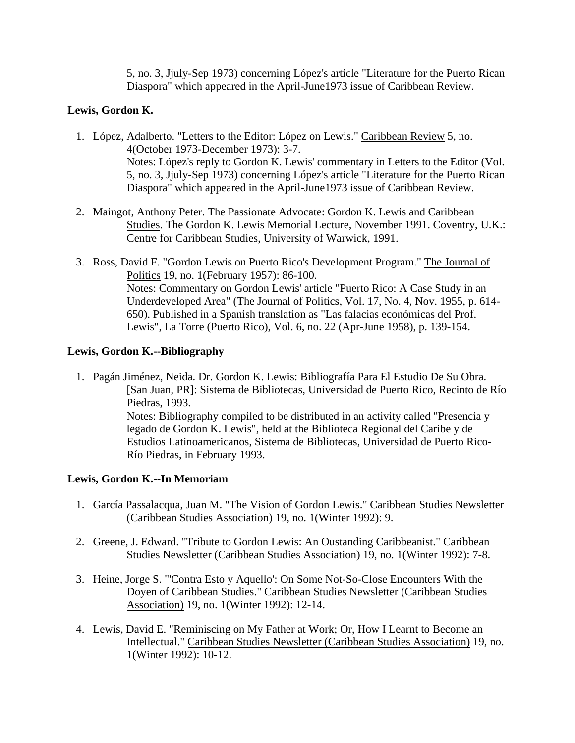5, no. 3, Jjuly-Sep 1973) concerning López's article "Literature for the Puerto Rican Diaspora" which appeared in the April-June1973 issue of Caribbean Review.

**Lewis, Gordon K.**

1. López, Adalberto. "Letters to the Editor: López on Lewis." Caribbean Review 5, no. 4(October 1973-December 1973): 3-7.
   Notes: López's reply to Gordon K. Lewis' commentary in Letters to the Editor (Vol. 5, no. 3, Jjuly-Sep 1973) concerning López's article "Literature for the Puerto Rican Diaspora" which appeared in the April-June1973 issue of Caribbean Review.

2. Maingot, Anthony Peter. The Passionate Advocate: Gordon K. Lewis and Caribbean Studies. The Gordon K. Lewis Memorial Lecture, November 1991. Coventry, U.K.: Centre for Caribbean Studies, University of Warwick, 1991.

3. Ross, David F. "Gordon Lewis on Puerto Rico's Development Program." The Journal of Politics 19, no. 1(February 1957): 86-100.
   Notes: Commentary on Gordon Lewis' article "Puerto Rico: A Case Study in an Underdeveloped Area" (The Journal of Politics, Vol. 17, No. 4, Nov. 1955, p. 614-650). Published in a Spanish translation as "Las falacias económicas del Prof. Lewis", La Torre (Puerto Rico), Vol. 6, no. 22 (Apr-June 1958), p. 139-154.

**Lewis, Gordon K.--Bibliography**

1. Pagán Jiménez, Neida. Dr. Gordon K. Lewis: Bibliografía Para El Estudio De Su Obra. [San Juan, PR]: Sistema de Bibliotecas, Universidad de Puerto Rico, Recinto de Río Piedras, 1993.
   Notes: Bibliography compiled to be distributed in an activity called "Presencia y legado de Gordon K. Lewis", held at the Biblioteca Regional del Caribe y de Estudios Latinoamericanos, Sistema de Bibliotecas, Universidad de Puerto Rico-Río Piedras, in February 1993.

**Lewis, Gordon K.--In Memoriam**

1. García Passalacqua, Juan M. "The Vision of Gordon Lewis." Caribbean Studies Newsletter (Caribbean Studies Association) 19, no. 1(Winter 1992): 9.

2. Greene, J. Edward. "Tribute to Gordon Lewis: An Oustanding Caribbeanist." Caribbean Studies Newsletter (Caribbean Studies Association) 19, no. 1(Winter 1992): 7-8.

3. Heine, Jorge S. "'Contra Esto y Aquello': On Some Not-So-Close Encounters With the Doyen of Caribbean Studies." Caribbean Studies Newsletter (Caribbean Studies Association) 19, no. 1(Winter 1992): 12-14.

4. Lewis, David E. "Reminiscing on My Father at Work; Or, How I Learnt to Become an Intellectual." Caribbean Studies Newsletter (Caribbean Studies Association) 19, no. 1(Winter 1992): 10-12.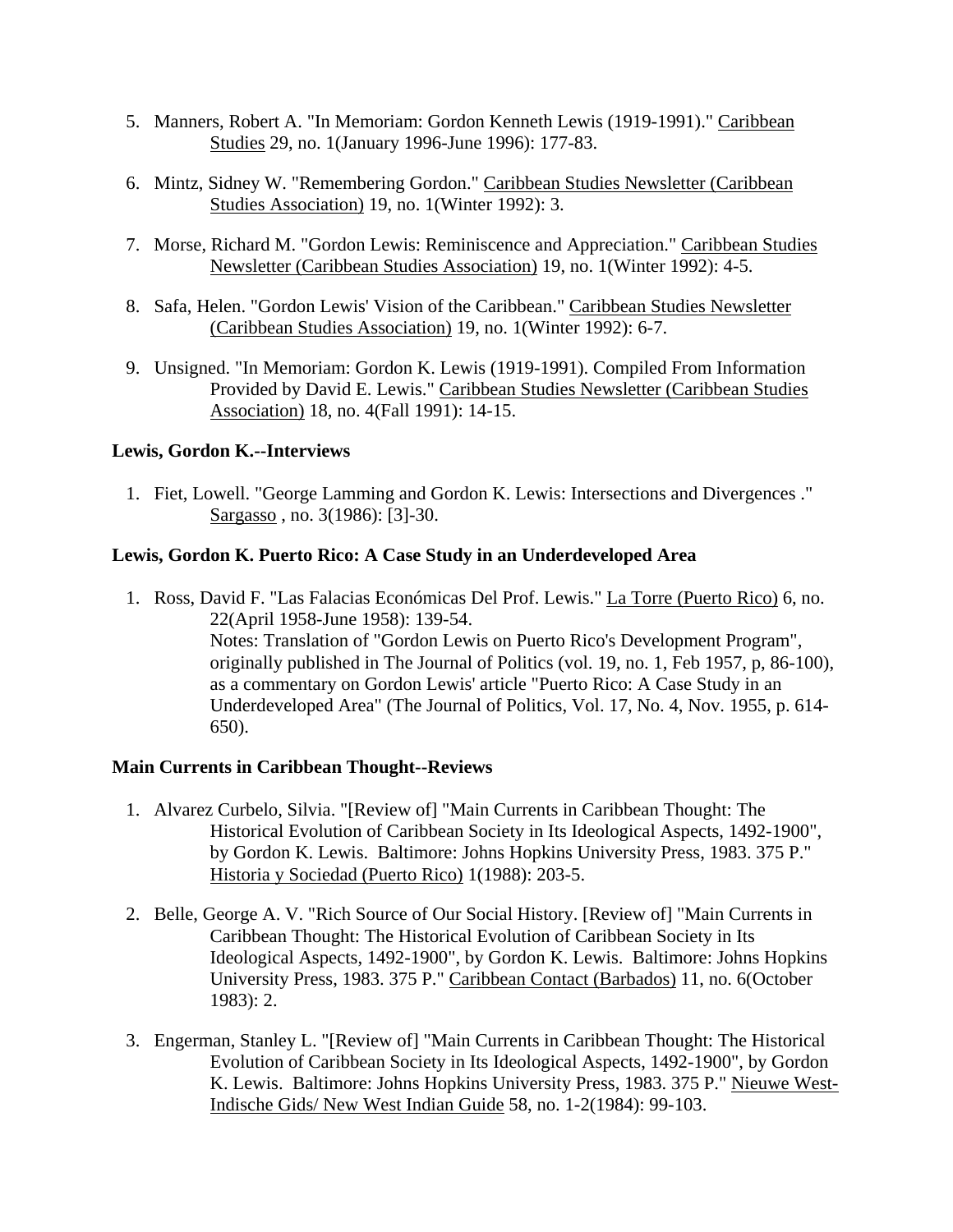5. Manners, Robert A. "In Memoriam: Gordon Kenneth Lewis (1919-1991)." Caribbean Studies 29, no. 1(January 1996-June 1996): 177-83.

6. Mintz, Sidney W. "Remembering Gordon." Caribbean Studies Newsletter (Caribbean Studies Association) 19, no. 1(Winter 1992): 3.

7. Morse, Richard M. "Gordon Lewis: Reminiscence and Appreciation." Caribbean Studies Newsletter (Caribbean Studies Association) 19, no. 1(Winter 1992): 4-5.

8. Safa, Helen. "Gordon Lewis' Vision of the Caribbean." Caribbean Studies Newsletter (Caribbean Studies Association) 19, no. 1(Winter 1992): 6-7.

9. Unsigned. "In Memoriam: Gordon K. Lewis (1919-1991). Compiled From Information Provided by David E. Lewis." Caribbean Studies Newsletter (Caribbean Studies Association) 18, no. 4(Fall 1991): 14-15.

**Lewis, Gordon K.--Interviews**

1. Fiet, Lowell. "George Lamming and Gordon K. Lewis: Intersections and Divergences ." Sargasso , no. 3(1986): [3]-30.

**Lewis, Gordon K. Puerto Rico: A Case Study in an Underdeveloped Area**

1. Ross, David F. "Las Falacias Económicas Del Prof. Lewis." La Torre (Puerto Rico) 6, no. 22(April 1958-June 1958): 139-54.
   Notes: Translation of "Gordon Lewis on Puerto Rico's Development Program", originally published in The Journal of Politics (vol. 19, no. 1, Feb 1957, p, 86-100), as a commentary on Gordon Lewis' article "Puerto Rico: A Case Study in an Underdeveloped Area" (The Journal of Politics, Vol. 17, No. 4, Nov. 1955, p. 614-650).

**Main Currents in Caribbean Thought--Reviews**

1. Alvarez Curbelo, Silvia. "[Review of] "Main Currents in Caribbean Thought: The Historical Evolution of Caribbean Society in Its Ideological Aspects, 1492-1900", by Gordon K. Lewis. Baltimore: Johns Hopkins University Press, 1983. 375 P." Historia y Sociedad (Puerto Rico) 1(1988): 203-5.

2. Belle, George A. V. "Rich Source of Our Social History. [Review of] "Main Currents in Caribbean Thought: The Historical Evolution of Caribbean Society in Its Ideological Aspects, 1492-1900", by Gordon K. Lewis. Baltimore: Johns Hopkins University Press, 1983. 375 P." Caribbean Contact (Barbados) 11, no. 6(October 1983): 2.

3. Engerman, Stanley L. "[Review of] "Main Currents in Caribbean Thought: The Historical Evolution of Caribbean Society in Its Ideological Aspects, 1492-1900", by Gordon K. Lewis. Baltimore: Johns Hopkins University Press, 1983. 375 P." Nieuwe West-Indische Gids/ New West Indian Guide 58, no. 1-2(1984): 99-103.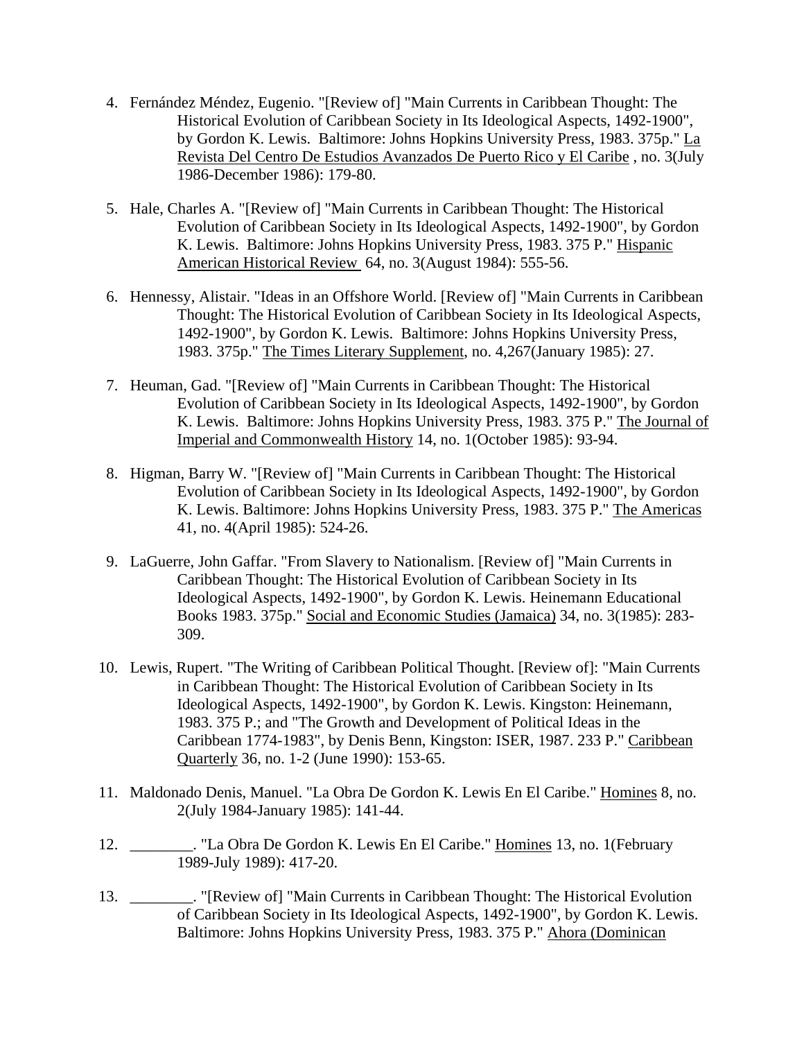4. Fernández Méndez, Eugenio. "[Review of] "Main Currents in Caribbean Thought: The Historical Evolution of Caribbean Society in Its Ideological Aspects, 1492-1900", by Gordon K. Lewis. Baltimore: Johns Hopkins University Press, 1983. 375p." La Revista Del Centro De Estudios Avanzados De Puerto Rico y El Caribe , no. 3(July 1986-December 1986): 179-80.

5. Hale, Charles A. "[Review of] "Main Currents in Caribbean Thought: The Historical Evolution of Caribbean Society in Its Ideological Aspects, 1492-1900", by Gordon K. Lewis. Baltimore: Johns Hopkins University Press, 1983. 375 P." Hispanic American Historical Review 64, no. 3(August 1984): 555-56.

6. Hennessy, Alistair. "Ideas in an Offshore World. [Review of] "Main Currents in Caribbean Thought: The Historical Evolution of Caribbean Society in Its Ideological Aspects, 1492-1900", by Gordon K. Lewis. Baltimore: Johns Hopkins University Press, 1983. 375p." The Times Literary Supplement, no. 4,267(January 1985): 27.

7. Heuman, Gad. "[Review of] "Main Currents in Caribbean Thought: The Historical Evolution of Caribbean Society in Its Ideological Aspects, 1492-1900", by Gordon K. Lewis. Baltimore: Johns Hopkins University Press, 1983. 375 P." The Journal of Imperial and Commonwealth History 14, no. 1(October 1985): 93-94.

8. Higman, Barry W. "[Review of] "Main Currents in Caribbean Thought: The Historical Evolution of Caribbean Society in Its Ideological Aspects, 1492-1900", by Gordon K. Lewis. Baltimore: Johns Hopkins University Press, 1983. 375 P." The Americas 41, no. 4(April 1985): 524-26.

9. LaGuerre, John Gaffar. "From Slavery to Nationalism. [Review of] "Main Currents in Caribbean Thought: The Historical Evolution of Caribbean Society in Its Ideological Aspects, 1492-1900", by Gordon K. Lewis. Heinemann Educational Books 1983. 375p." Social and Economic Studies (Jamaica) 34, no. 3(1985): 283-309.

10. Lewis, Rupert. "The Writing of Caribbean Political Thought. [Review of]: "Main Currents in Caribbean Thought: The Historical Evolution of Caribbean Society in Its Ideological Aspects, 1492-1900", by Gordon K. Lewis. Kingston: Heinemann, 1983. 375 P.; and "The Growth and Development of Political Ideas in the Caribbean 1774-1983", by Denis Benn, Kingston: ISER, 1987. 233 P." Caribbean Quarterly 36, no. 1-2 (June 1990): 153-65.

11. Maldonado Denis, Manuel. "La Obra De Gordon K. Lewis En El Caribe." Homines 8, no. 2(July 1984-January 1985): 141-44.

12. ________. "La Obra De Gordon K. Lewis En El Caribe." Homines 13, no. 1(February 1989-July 1989): 417-20.

13. ________. "[Review of] "Main Currents in Caribbean Thought: The Historical Evolution of Caribbean Society in Its Ideological Aspects, 1492-1900", by Gordon K. Lewis. Baltimore: Johns Hopkins University Press, 1983. 375 P." Ahora (Dominican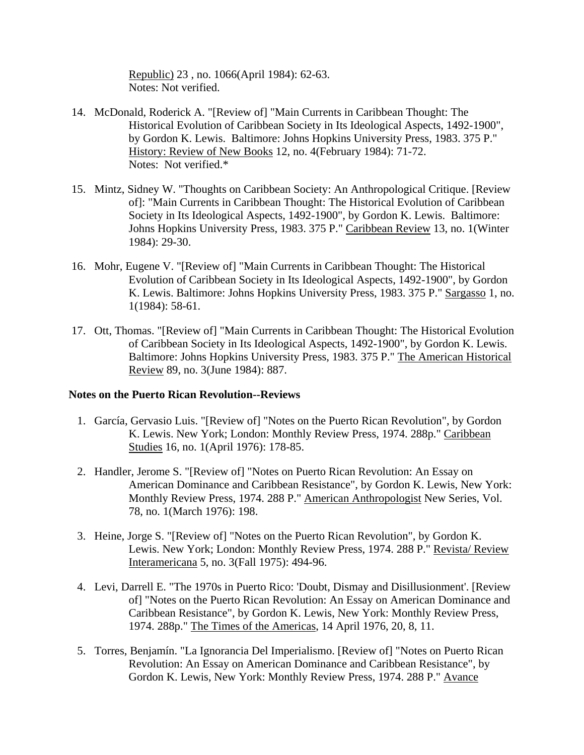Republic) 23 , no. 1066(April 1984): 62-63.
Notes: Not verified.

14. McDonald, Roderick A. "[Review of] "Main Currents in Caribbean Thought: The Historical Evolution of Caribbean Society in Its Ideological Aspects, 1492-1900", by Gordon K. Lewis. Baltimore: Johns Hopkins University Press, 1983. 375 P." History: Review of New Books 12, no. 4(February 1984): 71-72.
Notes: Not verified.*

15. Mintz, Sidney W. "Thoughts on Caribbean Society: An Anthropological Critique. [Review of]: "Main Currents in Caribbean Thought: The Historical Evolution of Caribbean Society in Its Ideological Aspects, 1492-1900", by Gordon K. Lewis. Baltimore: Johns Hopkins University Press, 1983. 375 P." Caribbean Review 13, no. 1(Winter 1984): 29-30.

16. Mohr, Eugene V. "[Review of] "Main Currents in Caribbean Thought: The Historical Evolution of Caribbean Society in Its Ideological Aspects, 1492-1900", by Gordon K. Lewis. Baltimore: Johns Hopkins University Press, 1983. 375 P." Sargasso 1, no. 1(1984): 58-61.

17. Ott, Thomas. "[Review of] "Main Currents in Caribbean Thought: The Historical Evolution of Caribbean Society in Its Ideological Aspects, 1492-1900", by Gordon K. Lewis. Baltimore: Johns Hopkins University Press, 1983. 375 P." The American Historical Review 89, no. 3(June 1984): 887.

**Notes on the Puerto Rican Revolution--Reviews**

1. García, Gervasio Luis. "[Review of] "Notes on the Puerto Rican Revolution", by Gordon K. Lewis. New York; London: Monthly Review Press, 1974. 288p." Caribbean Studies 16, no. 1(April 1976): 178-85.

2. Handler, Jerome S. "[Review of] "Notes on Puerto Rican Revolution: An Essay on American Dominance and Caribbean Resistance", by Gordon K. Lewis, New York: Monthly Review Press, 1974. 288 P." American Anthropologist New Series, Vol. 78, no. 1(March 1976): 198.

3. Heine, Jorge S. "[Review of] "Notes on the Puerto Rican Revolution", by Gordon K. Lewis. New York; London: Monthly Review Press, 1974. 288 P." Revista/ Review Interamericana 5, no. 3(Fall 1975): 494-96.

4. Levi, Darrell E. "The 1970s in Puerto Rico: 'Doubt, Dismay and Disillusionment'. [Review of] "Notes on the Puerto Rican Revolution: An Essay on American Dominance and Caribbean Resistance", by Gordon K. Lewis, New York: Monthly Review Press, 1974. 288p." The Times of the Americas, 14 April 1976, 20, 8, 11.

5. Torres, Benjamín. "La Ignorancia Del Imperialismo. [Review of] "Notes on Puerto Rican Revolution: An Essay on American Dominance and Caribbean Resistance", by Gordon K. Lewis, New York: Monthly Review Press, 1974. 288 P." Avance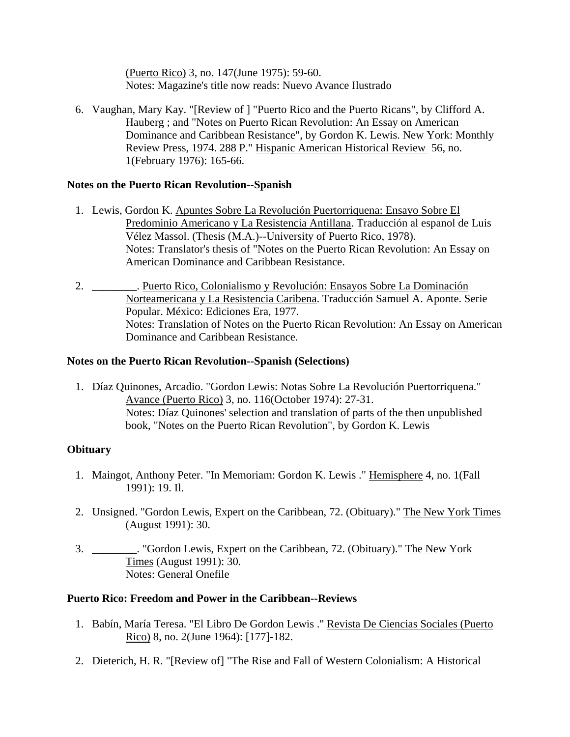(Puerto Rico) 3, no. 147(June 1975): 59-60.
Notes: Magazine's title now reads: Nuevo Avance Ilustrado

6. Vaughan, Mary Kay. "[Review of ] "Puerto Rico and the Puerto Ricans", by Clifford A. Hauberg ; and "Notes on Puerto Rican Revolution: An Essay on American Dominance and Caribbean Resistance", by Gordon K. Lewis. New York: Monthly Review Press, 1974. 288 P." Hispanic American Historical Review 56, no. 1(February 1976): 165-66.

**Notes on the Puerto Rican Revolution--Spanish**

1. Lewis, Gordon K. Apuntes Sobre La Revolución Puertorriquena: Ensayo Sobre El Predominio Americano y La Resistencia Antillana. Traducción al espanol de Luis Vélez Massol. (Thesis (M.A.)--University of Puerto Rico, 1978).
Notes: Translator's thesis of "Notes on the Puerto Rican Revolution: An Essay on American Dominance and Caribbean Resistance.

2. ________. Puerto Rico, Colonialismo y Revolución: Ensayos Sobre La Dominación Norteamericana y La Resistencia Caribena. Traducción Samuel A. Aponte. Serie Popular. México: Ediciones Era, 1977.
Notes: Translation of Notes on the Puerto Rican Revolution: An Essay on American Dominance and Caribbean Resistance.

**Notes on the Puerto Rican Revolution--Spanish (Selections)**

1. Díaz Quinones, Arcadio. "Gordon Lewis: Notas Sobre La Revolución Puertorriquena." Avance (Puerto Rico) 3, no. 116(October 1974): 27-31.
Notes: Díaz Quinones' selection and translation of parts of the then unpublished book, "Notes on the Puerto Rican Revolution", by Gordon K. Lewis

**Obituary**

1. Maingot, Anthony Peter. "In Memoriam: Gordon K. Lewis ." Hemisphere 4, no. 1(Fall 1991): 19. Il.

2. Unsigned. "Gordon Lewis, Expert on the Caribbean, 72. (Obituary)." The New York Times (August 1991): 30.

3. ________. "Gordon Lewis, Expert on the Caribbean, 72. (Obituary)." The New York Times (August 1991): 30.
Notes: General Onefile

**Puerto Rico: Freedom and Power in the Caribbean--Reviews**

1. Babín, María Teresa. "El Libro De Gordon Lewis ." Revista De Ciencias Sociales (Puerto Rico) 8, no. 2(June 1964): [177]-182.

2. Dieterich, H. R. "[Review of] "The Rise and Fall of Western Colonialism: A Historical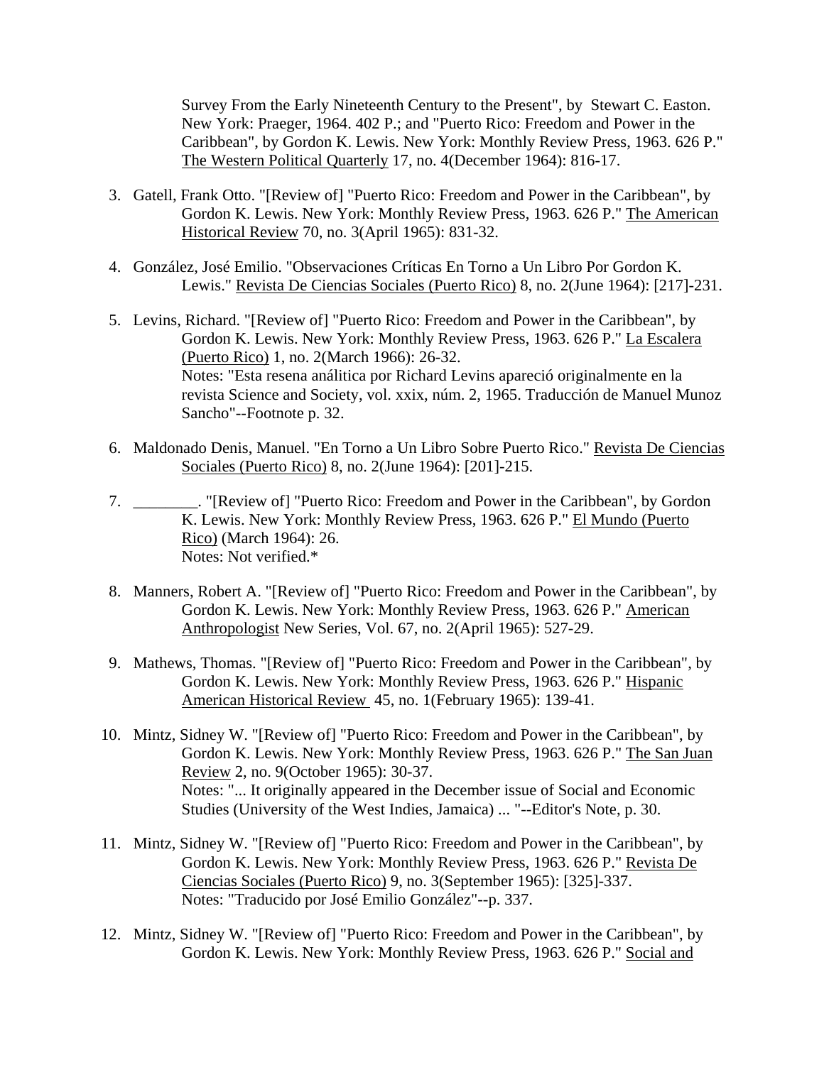Survey From the Early Nineteenth Century to the Present", by Stewart C. Easton. New York: Praeger, 1964. 402 P.; and "Puerto Rico: Freedom and Power in the Caribbean", by Gordon K. Lewis. New York: Monthly Review Press, 1963. 626 P." The Western Political Quarterly 17, no. 4(December 1964): 816-17.

3. Gatell, Frank Otto. "[Review of] "Puerto Rico: Freedom and Power in the Caribbean", by Gordon K. Lewis. New York: Monthly Review Press, 1963. 626 P." The American Historical Review 70, no. 3(April 1965): 831-32.

4. González, José Emilio. "Observaciones Críticas En Torno a Un Libro Por Gordon K. Lewis." Revista De Ciencias Sociales (Puerto Rico) 8, no. 2(June 1964): [217]-231.

5. Levins, Richard. "[Review of] "Puerto Rico: Freedom and Power in the Caribbean", by Gordon K. Lewis. New York: Monthly Review Press, 1963. 626 P." La Escalera (Puerto Rico) 1, no. 2(March 1966): 26-32.
   Notes: "Esta resena análitica por Richard Levins apareció originalmente en la revista Science and Society, vol. xxix, núm. 2, 1965. Traducción de Manuel Munoz Sancho"--Footnote p. 32.

6. Maldonado Denis, Manuel. "En Torno a Un Libro Sobre Puerto Rico." Revista De Ciencias Sociales (Puerto Rico) 8, no. 2(June 1964): [201]-215.

7. ________. "[Review of] "Puerto Rico: Freedom and Power in the Caribbean", by Gordon K. Lewis. New York: Monthly Review Press, 1963. 626 P." El Mundo (Puerto Rico) (March 1964): 26.
   Notes: Not verified.*

8. Manners, Robert A. "[Review of] "Puerto Rico: Freedom and Power in the Caribbean", by Gordon K. Lewis. New York: Monthly Review Press, 1963. 626 P." American Anthropologist New Series, Vol. 67, no. 2(April 1965): 527-29.

9. Mathews, Thomas. "[Review of] "Puerto Rico: Freedom and Power in the Caribbean", by Gordon K. Lewis. New York: Monthly Review Press, 1963. 626 P." Hispanic American Historical Review 45, no. 1(February 1965): 139-41.

10. Mintz, Sidney W. "[Review of] "Puerto Rico: Freedom and Power in the Caribbean", by Gordon K. Lewis. New York: Monthly Review Press, 1963. 626 P." The San Juan Review 2, no. 9(October 1965): 30-37.
    Notes: "... It originally appeared in the December issue of Social and Economic Studies (University of the West Indies, Jamaica) ... "--Editor's Note, p. 30.

11. Mintz, Sidney W. "[Review of] "Puerto Rico: Freedom and Power in the Caribbean", by Gordon K. Lewis. New York: Monthly Review Press, 1963. 626 P." Revista De Ciencias Sociales (Puerto Rico) 9, no. 3(September 1965): [325]-337.
    Notes: "Traducido por José Emilio González"--p. 337.

12. Mintz, Sidney W. "[Review of] "Puerto Rico: Freedom and Power in the Caribbean", by Gordon K. Lewis. New York: Monthly Review Press, 1963. 626 P." Social and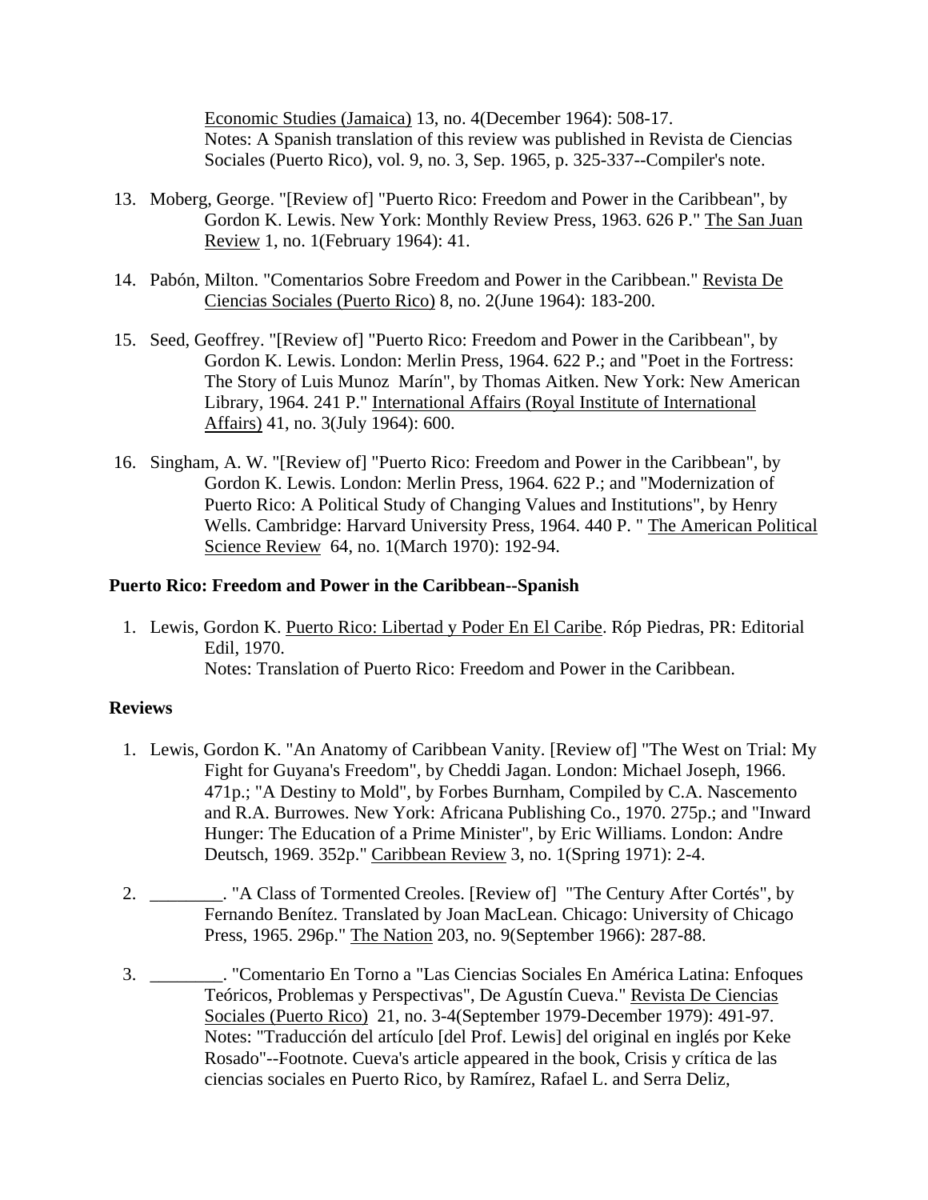Economic Studies (Jamaica) 13, no. 4(December 1964): 508-17.
Notes: A Spanish translation of this review was published in Revista de Ciencias Sociales (Puerto Rico), vol. 9, no. 3, Sep. 1965, p. 325-337--Compiler's note.

13. Moberg, George. "[Review of] "Puerto Rico: Freedom and Power in the Caribbean", by Gordon K. Lewis. New York: Monthly Review Press, 1963. 626 P." The San Juan Review 1, no. 1(February 1964): 41.

14. Pabón, Milton. "Comentarios Sobre Freedom and Power in the Caribbean." Revista De Ciencias Sociales (Puerto Rico) 8, no. 2(June 1964): 183-200.

15. Seed, Geoffrey. "[Review of] "Puerto Rico: Freedom and Power in the Caribbean", by Gordon K. Lewis. London: Merlin Press, 1964. 622 P.; and "Poet in the Fortress: The Story of Luis Munoz  Marín", by Thomas Aitken. New York: New American Library, 1964. 241 P." International Affairs (Royal Institute of International Affairs) 41, no. 3(July 1964): 600.

16. Singham, A. W. "[Review of] "Puerto Rico: Freedom and Power in the Caribbean", by Gordon K. Lewis. London: Merlin Press, 1964. 622 P.; and "Modernization of Puerto Rico: A Political Study of Changing Values and Institutions", by Henry Wells. Cambridge: Harvard University Press, 1964. 440 P. " The American Political Science Review  64, no. 1(March 1970): 192-94.

**Puerto Rico: Freedom and Power in the Caribbean--Spanish**

1. Lewis, Gordon K. Puerto Rico: Libertad y Poder En El Caribe. Róp Piedras, PR: Editorial Edil, 1970.
   Notes: Translation of Puerto Rico: Freedom and Power in the Caribbean.

**Reviews**

1. Lewis, Gordon K. "An Anatomy of Caribbean Vanity. [Review of] "The West on Trial: My Fight for Guyana's Freedom", by Cheddi Jagan. London: Michael Joseph, 1966. 471p.; "A Destiny to Mold", by Forbes Burnham, Compiled by C.A. Nascemento and R.A. Burrowes. New York: Africana Publishing Co., 1970. 275p.; and "Inward Hunger: The Education of a Prime Minister", by Eric Williams. London: Andre Deutsch, 1969. 352p." Caribbean Review 3, no. 1(Spring 1971): 2-4.

2. ________. "A Class of Tormented Creoles. [Review of]  "The Century After Cortés", by Fernando Benítez. Translated by Joan MacLean. Chicago: University of Chicago Press, 1965. 296p." The Nation 203, no. 9(September 1966): 287-88.

3. ________. "Comentario En Torno a "Las Ciencias Sociales En América Latina: Enfoques Teóricos, Problemas y Perspectivas", De Agustín Cueva." Revista De Ciencias Sociales (Puerto Rico)  21, no. 3-4(September 1979-December 1979): 491-97.
   Notes: "Traducción del artículo [del Prof. Lewis] del original en inglés por Keke Rosado"--Footnote. Cueva's article appeared in the book, Crisis y crítica de las ciencias sociales en Puerto Rico, by Ramírez, Rafael L. and Serra Deliz,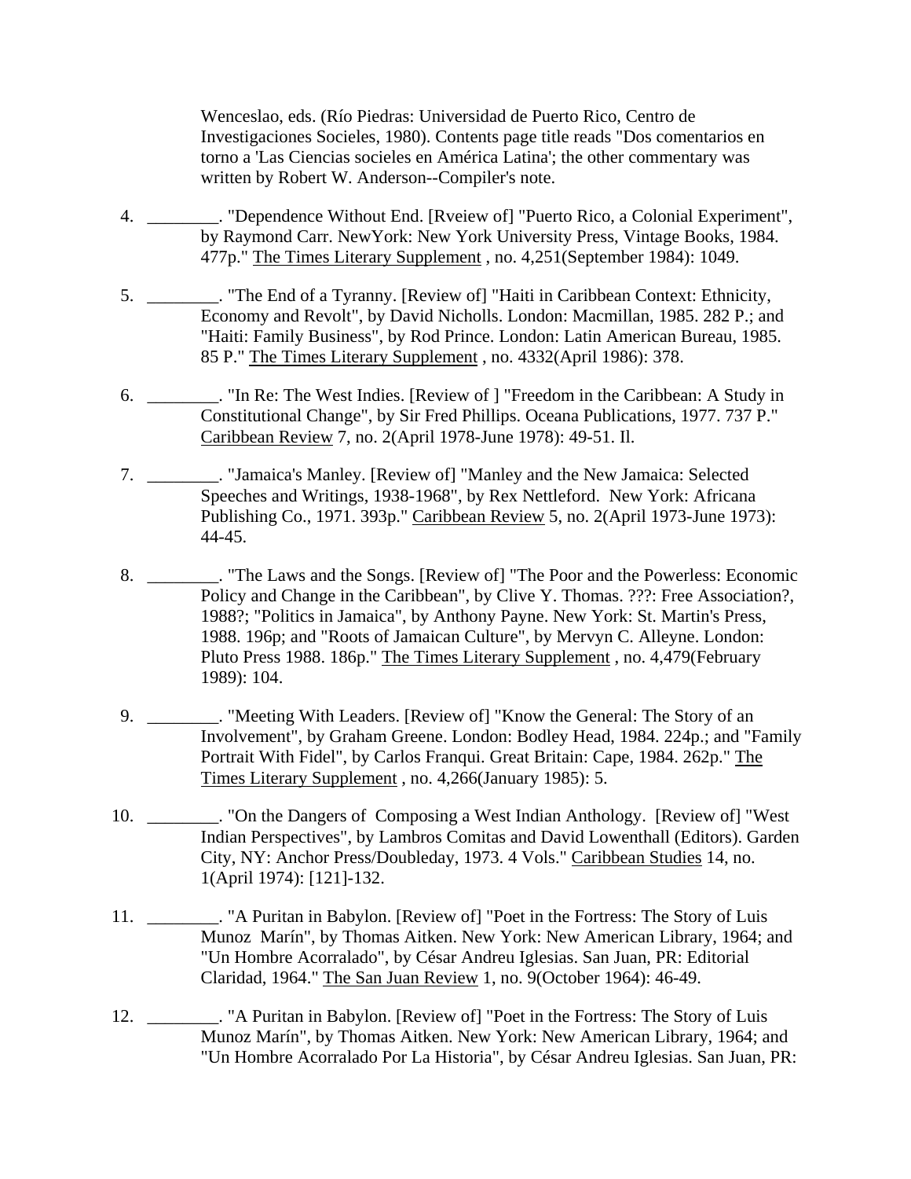Wenceslao, eds. (Río Piedras: Universidad de Puerto Rico, Centro de Investigaciones Socieles, 1980). Contents page title reads "Dos comentarios en torno a 'Las Ciencias socieles en América Latina'; the other commentary was written by Robert W. Anderson--Compiler's note.

4. ________. "Dependence Without End. [Rveiew of] "Puerto Rico, a Colonial Experiment", by Raymond Carr. NewYork: New York University Press, Vintage Books, 1984. 477p." The Times Literary Supplement , no. 4,251(September 1984): 1049.

5. ________. "The End of a Tyranny. [Review of] "Haiti in Caribbean Context: Ethnicity, Economy and Revolt", by David Nicholls. London: Macmillan, 1985. 282 P.; and "Haiti: Family Business", by Rod Prince. London: Latin American Bureau, 1985. 85 P." The Times Literary Supplement , no. 4332(April 1986): 378.

6. ________. "In Re: The West Indies. [Review of ] "Freedom in the Caribbean: A Study in Constitutional Change", by Sir Fred Phillips. Oceana Publications, 1977. 737 P." Caribbean Review 7, no. 2(April 1978-June 1978): 49-51. Il.

7. ________. "Jamaica's Manley. [Review of] "Manley and the New Jamaica: Selected Speeches and Writings, 1938-1968", by Rex Nettleford. New York: Africana Publishing Co., 1971. 393p." Caribbean Review 5, no. 2(April 1973-June 1973): 44-45.

8. ________. "The Laws and the Songs. [Review of] "The Poor and the Powerless: Economic Policy and Change in the Caribbean", by Clive Y. Thomas. ???: Free Association?, 1988?; "Politics in Jamaica", by Anthony Payne. New York: St. Martin's Press, 1988. 196p; and "Roots of Jamaican Culture", by Mervyn C. Alleyne. London: Pluto Press 1988. 186p." The Times Literary Supplement , no. 4,479(February 1989): 104.

9. ________. "Meeting With Leaders. [Review of] "Know the General: The Story of an Involvement", by Graham Greene. London: Bodley Head, 1984. 224p.; and "Family Portrait With Fidel", by Carlos Franqui. Great Britain: Cape, 1984. 262p." The Times Literary Supplement , no. 4,266(January 1985): 5.

10. ________. "On the Dangers of Composing a West Indian Anthology. [Review of] "West Indian Perspectives", by Lambros Comitas and David Lowenthall (Editors). Garden City, NY: Anchor Press/Doubleday, 1973. 4 Vols." Caribbean Studies 14, no. 1(April 1974): [121]-132.

11. ________. "A Puritan in Babylon. [Review of] "Poet in the Fortress: The Story of Luis Munoz Marín", by Thomas Aitken. New York: New American Library, 1964; and "Un Hombre Acorralado", by César Andreu Iglesias. San Juan, PR: Editorial Claridad, 1964." The San Juan Review 1, no. 9(October 1964): 46-49.

12. ________. "A Puritan in Babylon. [Review of] "Poet in the Fortress: The Story of Luis Munoz Marín", by Thomas Aitken. New York: New American Library, 1964; and "Un Hombre Acorralado Por La Historia", by César Andreu Iglesias. San Juan, PR: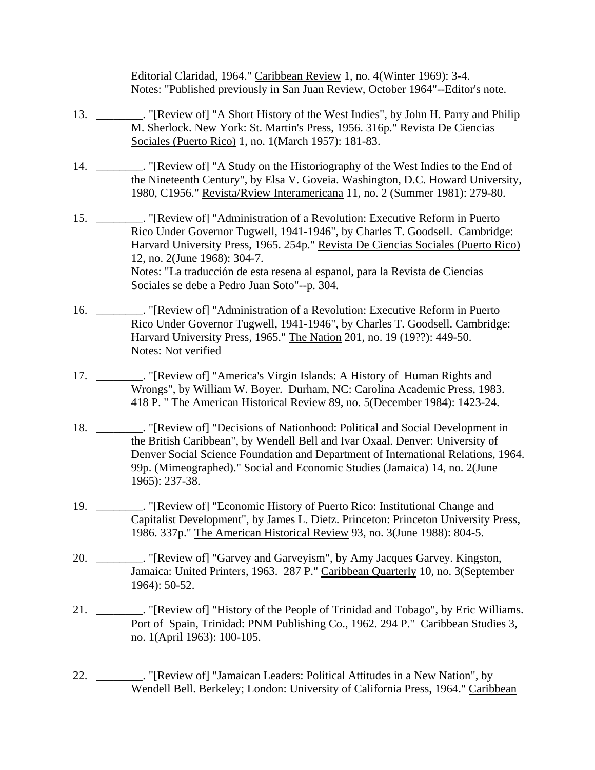Editorial Claridad, 1964." Caribbean Review 1, no. 4(Winter 1969): 3-4.
Notes: "Published previously in San Juan Review, October 1964"--Editor's note.

13. ________. "[Review of] "A Short History of the West Indies", by John H. Parry and Philip M. Sherlock. New York: St. Martin's Press, 1956. 316p." Revista De Ciencias Sociales (Puerto Rico) 1, no. 1(March 1957): 181-83.

14. ________. "[Review of] "A Study on the Historiography of the West Indies to the End of the Nineteenth Century", by Elsa V. Goveia. Washington, D.C. Howard University, 1980, C1956." Revista/Rview Interamericana 11, no. 2 (Summer 1981): 279-80.

15. ________. "[Review of] "Administration of a Revolution: Executive Reform in Puerto Rico Under Governor Tugwell, 1941-1946", by Charles T. Goodsell. Cambridge: Harvard University Press, 1965. 254p." Revista De Ciencias Sociales (Puerto Rico) 12, no. 2(June 1968): 304-7.
Notes: "La traducción de esta resena al espanol, para la Revista de Ciencias Sociales se debe a Pedro Juan Soto"--p. 304.

16. ________. "[Review of] "Administration of a Revolution: Executive Reform in Puerto Rico Under Governor Tugwell, 1941-1946", by Charles T. Goodsell. Cambridge: Harvard University Press, 1965." The Nation 201, no. 19 (19??): 449-50.
Notes: Not verified

17. ________. "[Review of] "America's Virgin Islands: A History of Human Rights and Wrongs", by William W. Boyer. Durham, NC: Carolina Academic Press, 1983. 418 P. " The American Historical Review 89, no. 5(December 1984): 1423-24.

18. ________. "[Review of] "Decisions of Nationhood: Political and Social Development in the British Caribbean", by Wendell Bell and Ivar Oxaal. Denver: University of Denver Social Science Foundation and Department of International Relations, 1964. 99p. (Mimeographed)." Social and Economic Studies (Jamaica) 14, no. 2(June 1965): 237-38.

19. ________. "[Review of] "Economic History of Puerto Rico: Institutional Change and Capitalist Development", by James L. Dietz. Princeton: Princeton University Press, 1986. 337p." The American Historical Review 93, no. 3(June 1988): 804-5.

20. ________. "[Review of] "Garvey and Garveyism", by Amy Jacques Garvey. Kingston, Jamaica: United Printers, 1963. 287 P." Caribbean Quarterly 10, no. 3(September 1964): 50-52.

21. ________. "[Review of] "History of the People of Trinidad and Tobago", by Eric Williams. Port of Spain, Trinidad: PNM Publishing Co., 1962. 294 P." Caribbean Studies 3, no. 1(April 1963): 100-105.

22. ________. "[Review of] "Jamaican Leaders: Political Attitudes in a New Nation", by Wendell Bell. Berkeley; London: University of California Press, 1964." Caribbean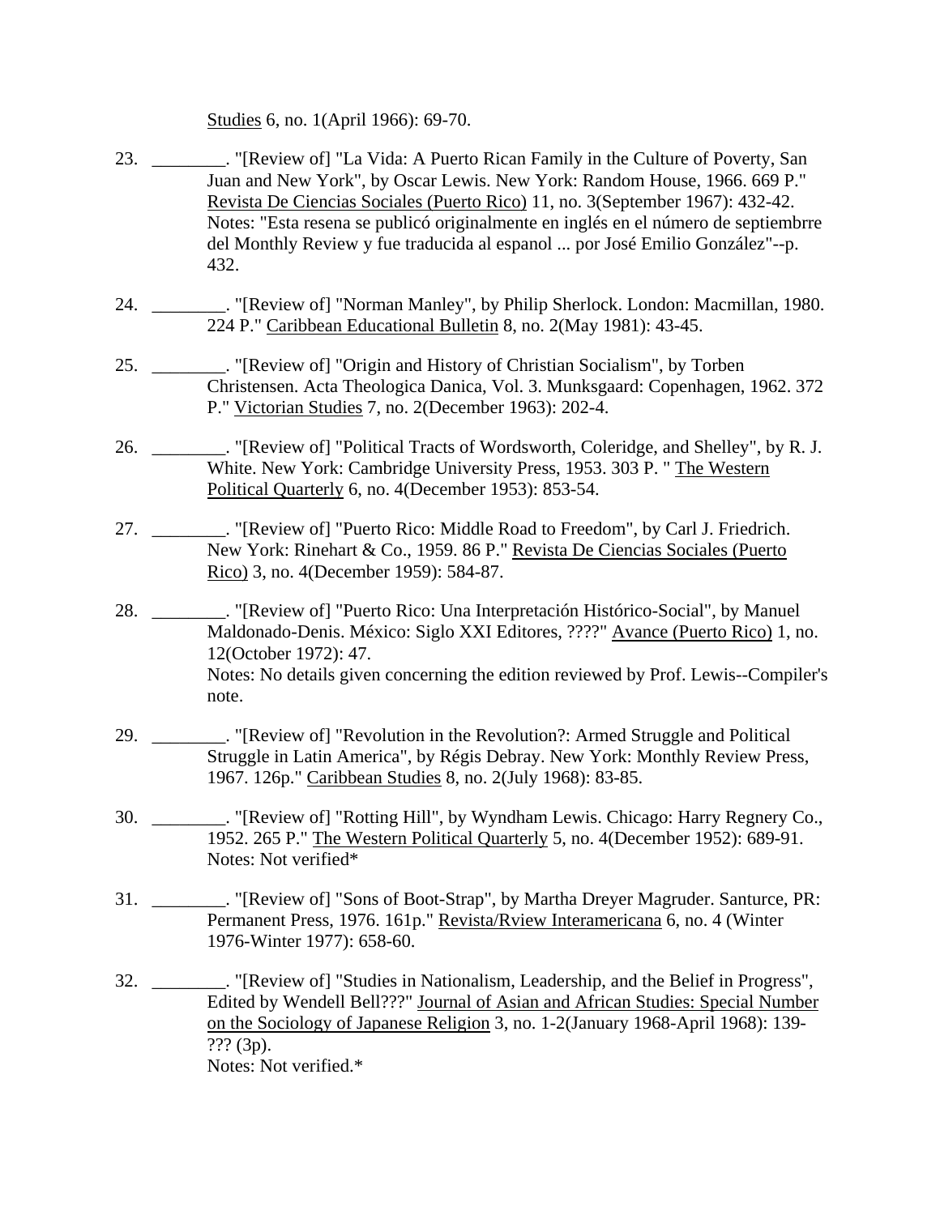Studies 6, no. 1(April 1966): 69-70.

23. ________. "[Review of] "La Vida: A Puerto Rican Family in the Culture of Poverty, San Juan and New York", by Oscar Lewis. New York: Random House, 1966. 669 P." Revista De Ciencias Sociales (Puerto Rico) 11, no. 3(September 1967): 432-42.
Notes: "Esta resena se publicó originalmente en inglés en el número de septiembrre del Monthly Review y fue traducida al espanol ... por José Emilio González"--p. 432.

24. ________. "[Review of] "Norman Manley", by Philip Sherlock. London: Macmillan, 1980. 224 P." Caribbean Educational Bulletin 8, no. 2(May 1981): 43-45.

25. ________. "[Review of] "Origin and History of Christian Socialism", by Torben Christensen. Acta Theologica Danica, Vol. 3. Munksgaard: Copenhagen, 1962. 372 P." Victorian Studies 7, no. 2(December 1963): 202-4.

26. ________. "[Review of] "Political Tracts of Wordsworth, Coleridge, and Shelley", by R. J. White. New York: Cambridge University Press, 1953. 303 P. " The Western Political Quarterly 6, no. 4(December 1953): 853-54.

27. ________. "[Review of] "Puerto Rico: Middle Road to Freedom", by Carl J. Friedrich. New York: Rinehart & Co., 1959. 86 P." Revista De Ciencias Sociales (Puerto Rico) 3, no. 4(December 1959): 584-87.

28. ________. "[Review of] "Puerto Rico: Una Interpretación Histórico-Social", by Manuel Maldonado-Denis. México: Siglo XXI Editores, ????" Avance (Puerto Rico) 1, no. 12(October 1972): 47.
Notes: No details given concerning the edition reviewed by Prof. Lewis--Compiler's note.

29. ________. "[Review of] "Revolution in the Revolution?: Armed Struggle and Political Struggle in Latin America", by Régis Debray. New York: Monthly Review Press, 1967. 126p." Caribbean Studies 8, no. 2(July 1968): 83-85.

30. ________. "[Review of] "Rotting Hill", by Wyndham Lewis. Chicago: Harry Regnery Co., 1952. 265 P." The Western Political Quarterly 5, no. 4(December 1952): 689-91.
Notes: Not verified*

31. ________. "[Review of] "Sons of Boot-Strap", by Martha Dreyer Magruder. Santurce, PR: Permanent Press, 1976. 161p." Revista/Rview Interamericana 6, no. 4 (Winter 1976-Winter 1977): 658-60.

32. ________. "[Review of] "Studies in Nationalism, Leadership, and the Belief in Progress", Edited by Wendell Bell???" Journal of Asian and African Studies: Special Number on the Sociology of Japanese Religion 3, no. 1-2(January 1968-April 1968): 139-??? (3p).
Notes: Not verified.*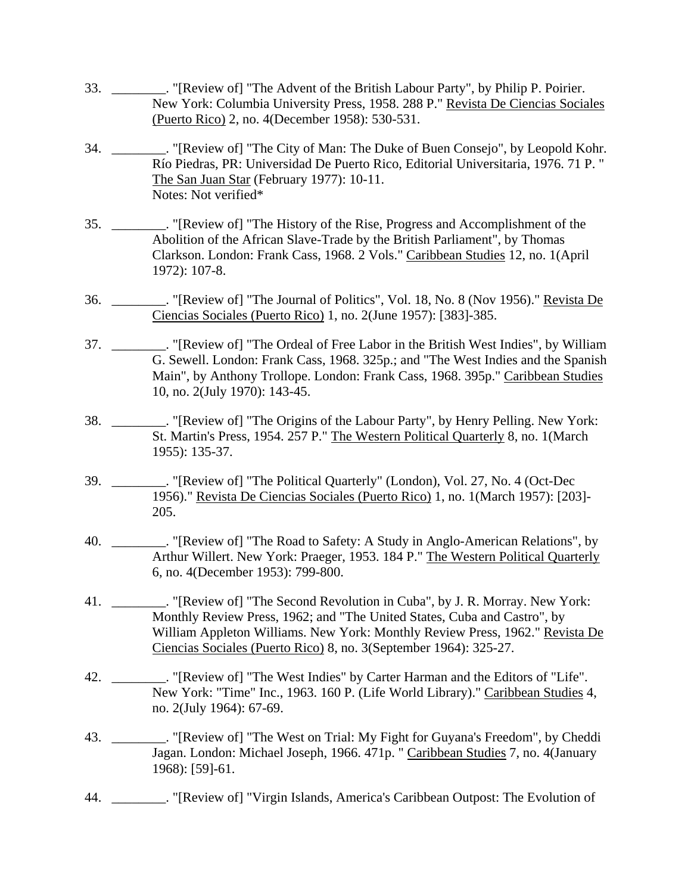33. ________. "[Review of] "The Advent of the British Labour Party", by Philip P. Poirier. New York: Columbia University Press, 1958. 288 P." Revista De Ciencias Sociales (Puerto Rico) 2, no. 4(December 1958): 530-531.

34. ________. "[Review of] "The City of Man: The Duke of Buen Consejo", by Leopold Kohr. Río Piedras, PR: Universidad De Puerto Rico, Editorial Universitaria, 1976. 71 P. " The San Juan Star (February 1977): 10-11.
Notes: Not verified*

35. ________. "[Review of] "The History of the Rise, Progress and Accomplishment of the Abolition of the African Slave-Trade by the British Parliament", by Thomas Clarkson. London: Frank Cass, 1968. 2 Vols." Caribbean Studies 12, no. 1(April 1972): 107-8.

36. ________. "[Review of] "The Journal of Politics", Vol. 18, No. 8 (Nov 1956)." Revista De Ciencias Sociales (Puerto Rico) 1, no. 2(June 1957): [383]-385.

37. ________. "[Review of] "The Ordeal of Free Labor in the British West Indies", by William G. Sewell. London: Frank Cass, 1968. 325p.; and "The West Indies and the Spanish Main", by Anthony Trollope. London: Frank Cass, 1968. 395p." Caribbean Studies 10, no. 2(July 1970): 143-45.

38. ________. "[Review of] "The Origins of the Labour Party", by Henry Pelling. New York: St. Martin's Press, 1954. 257 P." The Western Political Quarterly 8, no. 1(March 1955): 135-37.

39. ________. "[Review of] "The Political Quarterly" (London), Vol. 27, No. 4 (Oct-Dec 1956)." Revista De Ciencias Sociales (Puerto Rico) 1, no. 1(March 1957): [203]-205.

40. ________. "[Review of] "The Road to Safety: A Study in Anglo-American Relations", by Arthur Willert. New York: Praeger, 1953. 184 P." The Western Political Quarterly 6, no. 4(December 1953): 799-800.

41. ________. "[Review of] "The Second Revolution in Cuba", by J. R. Morray. New York: Monthly Review Press, 1962; and "The United States, Cuba and Castro", by William Appleton Williams. New York: Monthly Review Press, 1962." Revista De Ciencias Sociales (Puerto Rico) 8, no. 3(September 1964): 325-27.

42. ________. "[Review of] "The West Indies" by Carter Harman and the Editors of "Life". New York: "Time" Inc., 1963. 160 P. (Life World Library)." Caribbean Studies 4, no. 2(July 1964): 67-69.

43. ________. "[Review of] "The West on Trial: My Fight for Guyana's Freedom", by Cheddi Jagan. London: Michael Joseph, 1966. 471p. " Caribbean Studies 7, no. 4(January 1968): [59]-61.

44. ________. "[Review of] "Virgin Islands, America's Caribbean Outpost: The Evolution of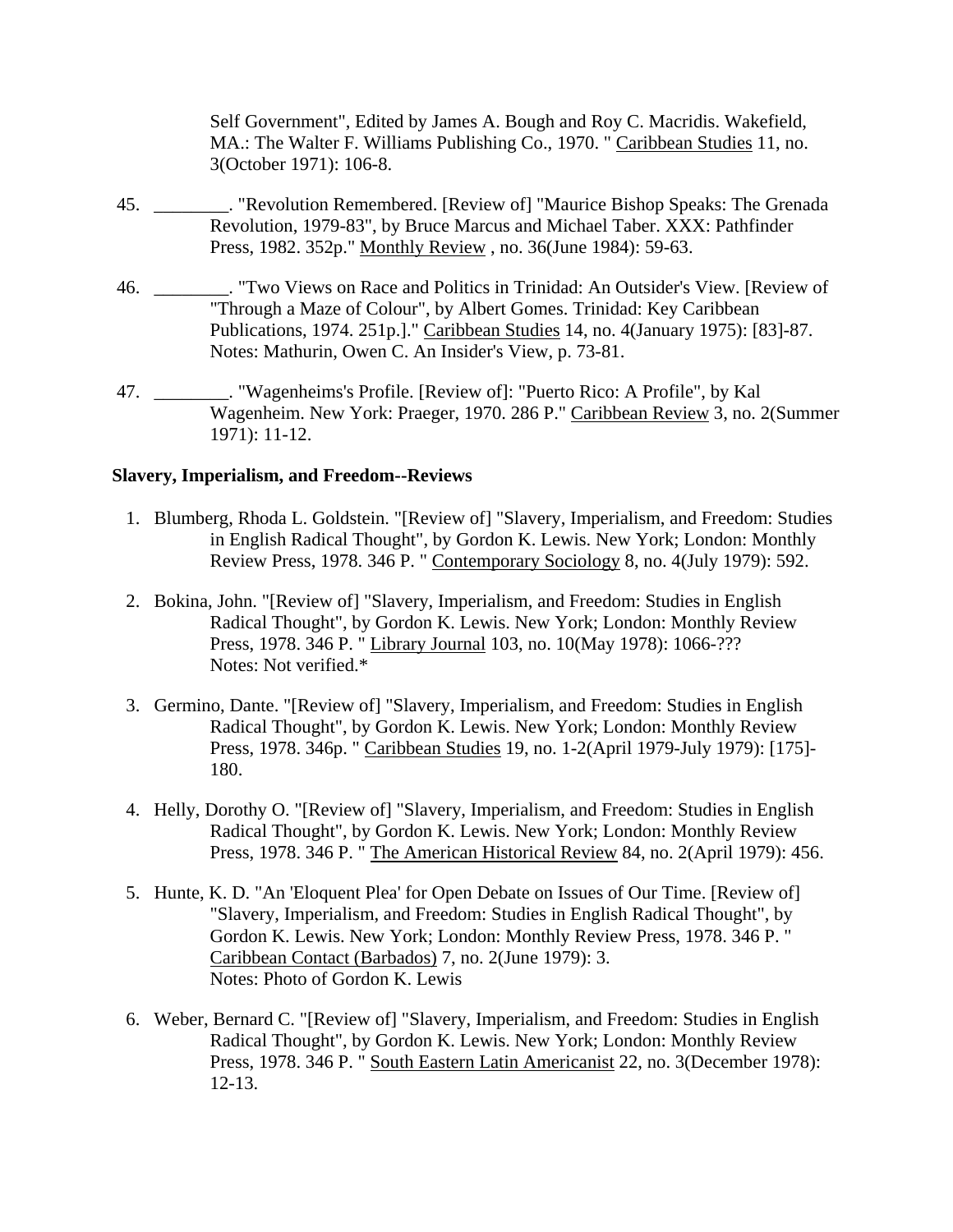Self Government", Edited by James A. Bough and Roy C. Macridis. Wakefield, MA.: The Walter F. Williams Publishing Co., 1970. " Caribbean Studies 11, no. 3(October 1971): 106-8.

45. ________. "Revolution Remembered. [Review of] "Maurice Bishop Speaks: The Grenada Revolution, 1979-83", by Bruce Marcus and Michael Taber. XXX: Pathfinder Press, 1982. 352p." Monthly Review , no. 36(June 1984): 59-63.

46. ________. "Two Views on Race and Politics in Trinidad: An Outsider's View. [Review of "Through a Maze of Colour", by Albert Gomes. Trinidad: Key Caribbean Publications, 1974. 251p.]." Caribbean Studies 14, no. 4(January 1975): [83]-87.
Notes: Mathurin, Owen C. An Insider's View, p. 73-81.

47. ________. "Wagenheims's Profile. [Review of]: "Puerto Rico: A Profile", by Kal Wagenheim. New York: Praeger, 1970. 286 P." Caribbean Review 3, no. 2(Summer 1971): 11-12.

**Slavery, Imperialism, and Freedom--Reviews**

1. Blumberg, Rhoda L. Goldstein. "[Review of] "Slavery, Imperialism, and Freedom: Studies in English Radical Thought", by Gordon K. Lewis. New York; London: Monthly Review Press, 1978. 346 P. " Contemporary Sociology 8, no. 4(July 1979): 592.

2. Bokina, John. "[Review of] "Slavery, Imperialism, and Freedom: Studies in English Radical Thought", by Gordon K. Lewis. New York; London: Monthly Review Press, 1978. 346 P. " Library Journal 103, no. 10(May 1978): 1066-???
Notes: Not verified.*

3. Germino, Dante. "[Review of] "Slavery, Imperialism, and Freedom: Studies in English Radical Thought", by Gordon K. Lewis. New York; London: Monthly Review Press, 1978. 346p. " Caribbean Studies 19, no. 1-2(April 1979-July 1979): [175]-180.

4. Helly, Dorothy O. "[Review of] "Slavery, Imperialism, and Freedom: Studies in English Radical Thought", by Gordon K. Lewis. New York; London: Monthly Review Press, 1978. 346 P. " The American Historical Review 84, no. 2(April 1979): 456.

5. Hunte, K. D. "An 'Eloquent Plea' for Open Debate on Issues of Our Time. [Review of] "Slavery, Imperialism, and Freedom: Studies in English Radical Thought", by Gordon K. Lewis. New York; London: Monthly Review Press, 1978. 346 P. " Caribbean Contact (Barbados) 7, no. 2(June 1979): 3.
Notes: Photo of Gordon K. Lewis

6. Weber, Bernard C. "[Review of] "Slavery, Imperialism, and Freedom: Studies in English Radical Thought", by Gordon K. Lewis. New York; London: Monthly Review Press, 1978. 346 P. " South Eastern Latin Americanist 22, no. 3(December 1978): 12-13.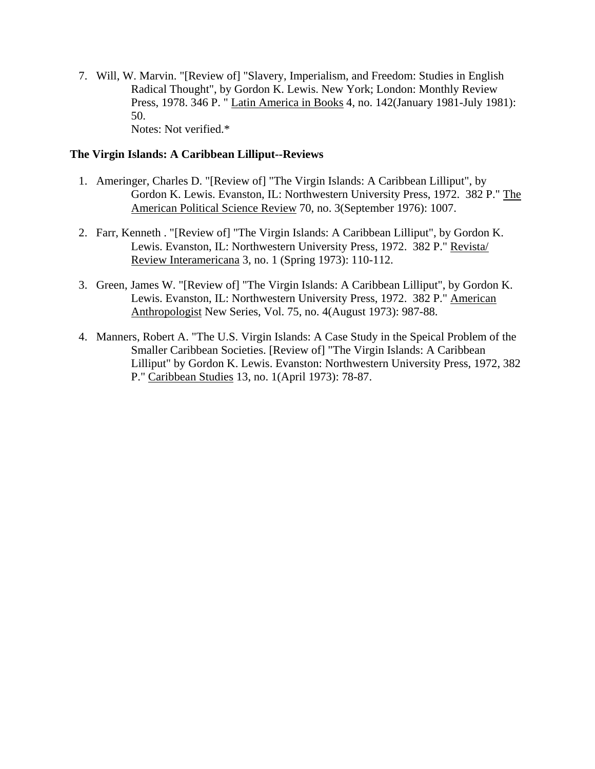7. Will, W. Marvin. "[Review of] "Slavery, Imperialism, and Freedom: Studies in English Radical Thought", by Gordon K. Lewis. New York; London: Monthly Review Press, 1978. 346 P. " Latin America in Books 4, no. 142(January 1981-July 1981): 50.
   Notes: Not verified.*

**The Virgin Islands: A Caribbean Lilliput--Reviews**

1. Ameringer, Charles D. "[Review of] "The Virgin Islands: A Caribbean Lilliput", by Gordon K. Lewis. Evanston, IL: Northwestern University Press, 1972. 382 P." The American Political Science Review 70, no. 3(September 1976): 1007.

2. Farr, Kenneth . "[Review of] "The Virgin Islands: A Caribbean Lilliput", by Gordon K. Lewis. Evanston, IL: Northwestern University Press, 1972. 382 P." Revista/ Review Interamericana 3, no. 1 (Spring 1973): 110-112.

3. Green, James W. "[Review of] "The Virgin Islands: A Caribbean Lilliput", by Gordon K. Lewis. Evanston, IL: Northwestern University Press, 1972. 382 P." American Anthropologist New Series, Vol. 75, no. 4(August 1973): 987-88.

4. Manners, Robert A. "The U.S. Virgin Islands: A Case Study in the Speical Problem of the Smaller Caribbean Societies. [Review of] "The Virgin Islands: A Caribbean Lilliput" by Gordon K. Lewis. Evanston: Northwestern University Press, 1972, 382 P." Caribbean Studies 13, no. 1(April 1973): 78-87.